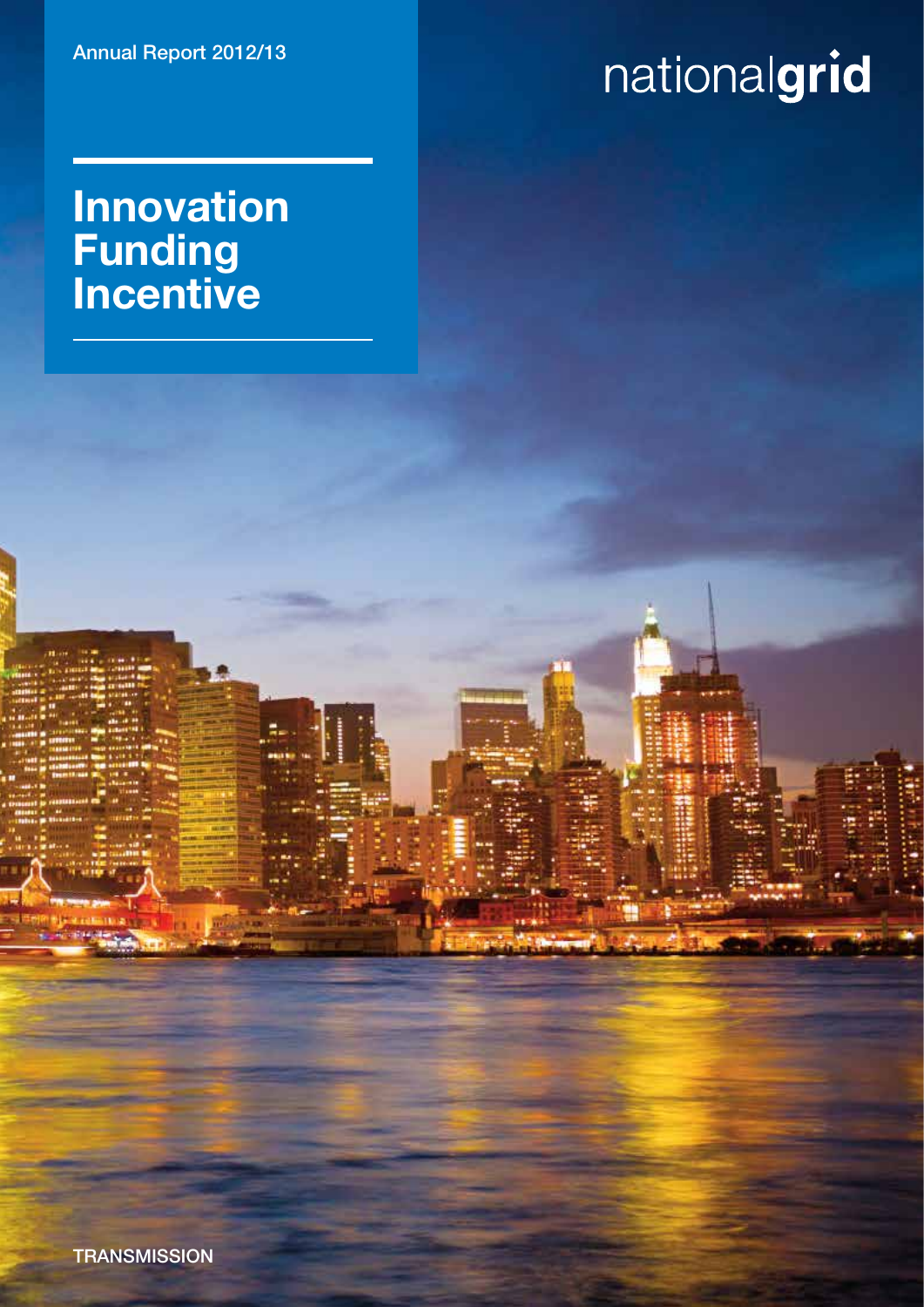Annual Report 2012/13

nationalgrid

# Innovation Funding Incentive

TRANSMISSION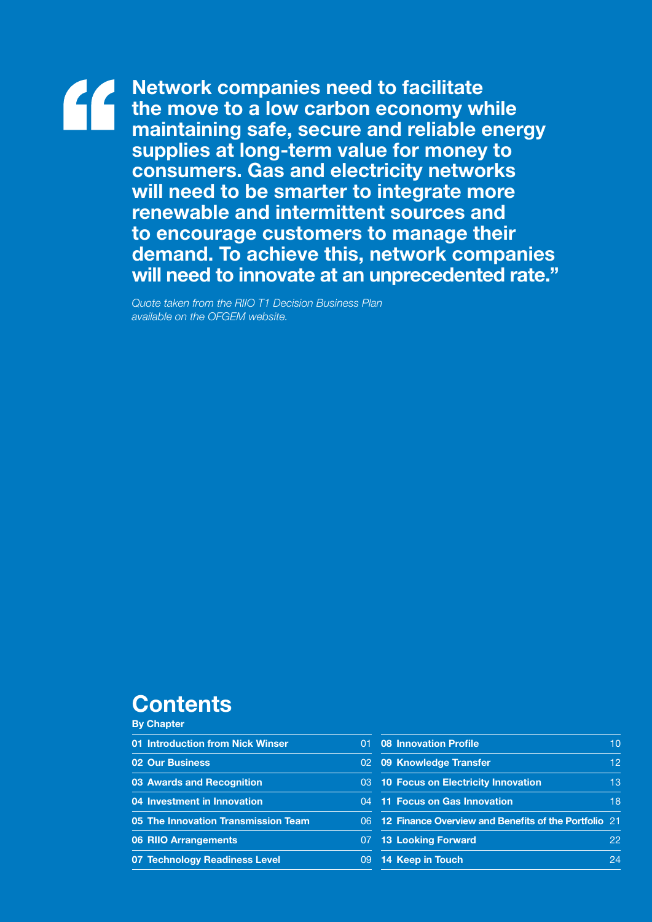> **"Network companies need to facilitate the move to a low carbon economy while maintaining safe, secure and reliable energy supplies at long-term value for money to consumers. Gas and electricity networks will need to be smarter to integrate more renewable and intermittent sources and to encourage customers to manage their demand. To achieve this, network companies will need to innovate at an unprecedented rate."**

*Quote taken from the RIIO T1 Decision Business Plan available on the OFGEM website.*

# Contents

**By Chapter**

| Chapter | Page |
|---|---|
| **01 Introduction from Nick Winser** | 01 |
| **02 Our Business** | 02 |
| **03 Awards and Recognition** | 03 |
| **04 Investment in Innovation** | 04 |
| **05 The Innovation Transmission Team** | 06 |
| **06 RIIO Arrangements** | 07 |
| **07 Technology Readiness Level** | 09 |
| **08 Innovation Profile** | 10 |
| **09 Knowledge Transfer** | 12 |
| **10 Focus on Electricity Innovation** | 13 |
| **11 Focus on Gas Innovation** | 18 |
| **12 Finance Overview and Benefits of the Portfolio** | 21 |
| **13 Looking Forward** | 22 |
| **14 Keep in Touch** | 24 |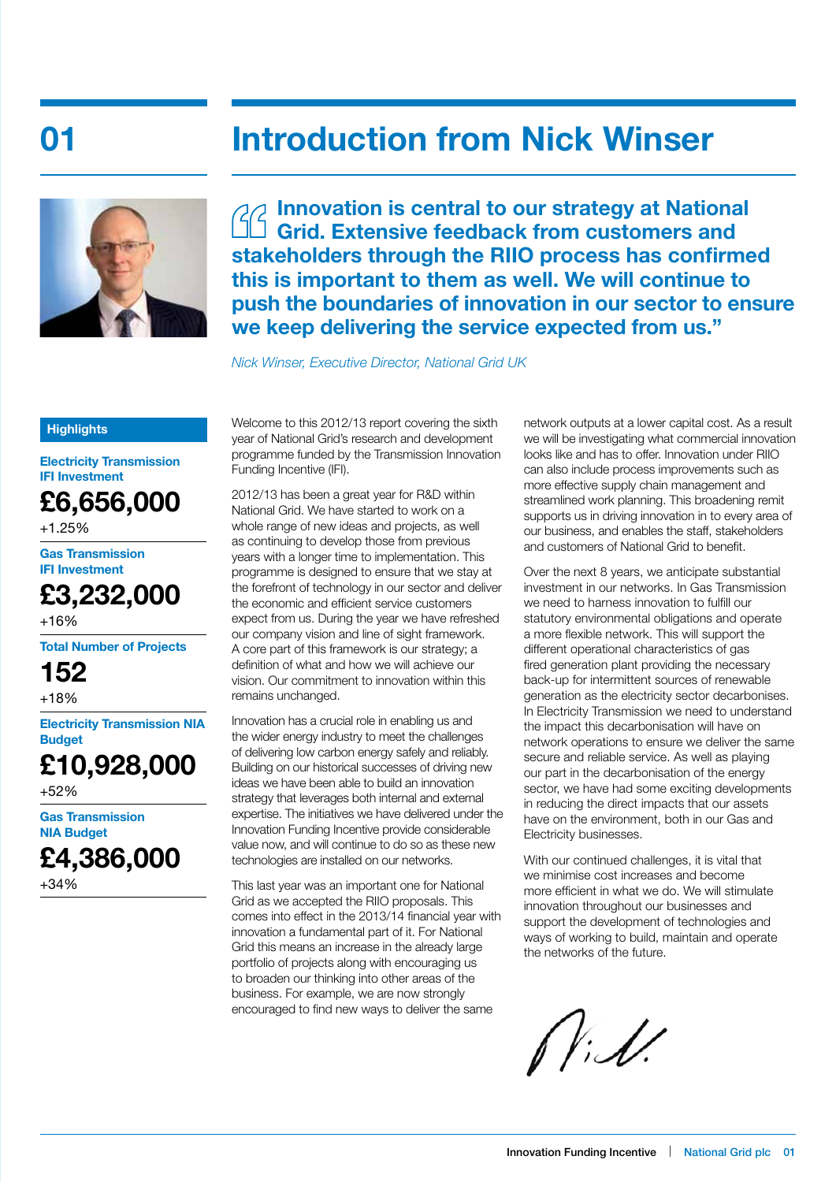# 01 Introduction from Nick Winser

> **Innovation is central to our strategy at National Grid. Extensive feedback from customers and stakeholders through the RIIO process has confirmed this is important to them as well. We will continue to push the boundaries of innovation in our sector to ensure we keep delivering the service expected from us.”**

*Nick Winser, Executive Director, National Grid UK*

**Highlights**

**Electricity Transmission IFI Investment**
**£6,656,000**
+1.25%

**Gas Transmission IFI Investment**
**£3,232,000**
+16%

**Total Number of Projects**
**152**
+18%

**Electricity Transmission NIA Budget**
**£10,928,000**
+52%

**Gas Transmission NIA Budget**
**£4,386,000**
+34%

Welcome to this 2012/13 report covering the sixth year of National Grid's research and development programme funded by the Transmission Innovation Funding Incentive (IFI).

2012/13 has been a great year for R&D within National Grid. We have started to work on a whole range of new ideas and projects, as well as continuing to develop those from previous years with a longer time to implementation. This programme is designed to ensure that we stay at the forefront of technology in our sector and deliver the economic and efficient service customers expect from us. During the year we have refreshed our company vision and line of sight framework. A core part of this framework is our strategy; a definition of what and how we will achieve our vision. Our commitment to innovation within this remains unchanged.

Innovation has a crucial role in enabling us and the wider energy industry to meet the challenges of delivering low carbon energy safely and reliably. Building on our historical successes of driving new ideas we have been able to build an innovation strategy that leverages both internal and external expertise. The initiatives we have delivered under the Innovation Funding Incentive provide considerable value now, and will continue to do so as these new technologies are installed on our networks.

This last year was an important one for National Grid as we accepted the RIIO proposals. This comes into effect in the 2013/14 financial year with innovation a fundamental part of it. For National Grid this means an increase in the already large portfolio of projects along with encouraging us to broaden our thinking into other areas of the business. For example, we are now strongly encouraged to find new ways to deliver the same network outputs at a lower capital cost. As a result we will be investigating what commercial innovation looks like and has to offer. Innovation under RIIO can also include process improvements such as more effective supply chain management and streamlined work planning. This broadening remit supports us in driving innovation in to every area of our business, and enables the staff, stakeholders and customers of National Grid to benefit.

Over the next 8 years, we anticipate substantial investment in our networks. In Gas Transmission we need to harness innovation to fulfill our statutory environmental obligations and operate a more flexible network. This will support the different operational characteristics of gas fired generation plant providing the necessary back-up for intermittent sources of renewable generation as the electricity sector decarbonises. In Electricity Transmission we need to understand the impact this decarbonisation will have on network operations to ensure we deliver the same secure and reliable service. As well as playing our part in the decarbonisation of the energy sector, we have had some exciting developments in reducing the direct impacts that our assets have on the environment, both in our Gas and Electricity businesses.

With our continued challenges, it is vital that we minimise cost increases and become more efficient in what we do. We will stimulate innovation throughout our businesses and support the development of technologies and ways of working to build, maintain and operate the networks of the future.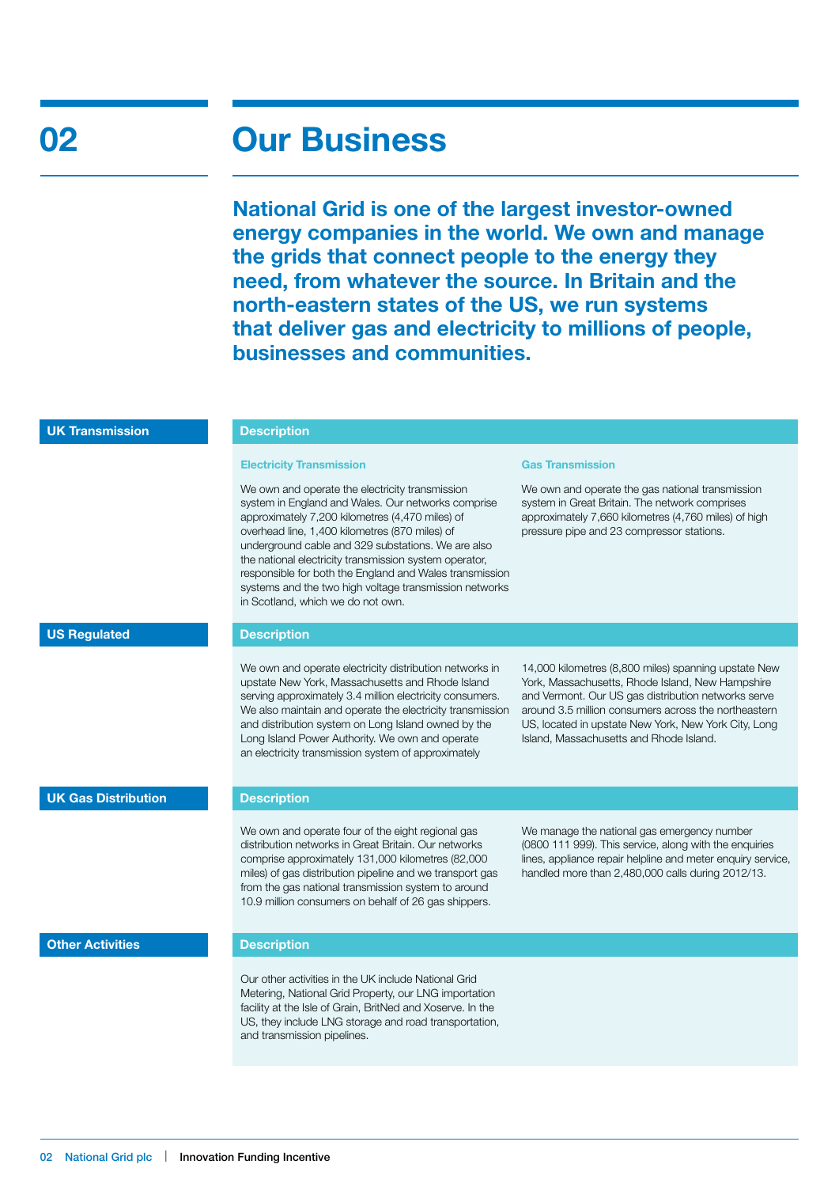# 02 Our Business

**National Grid is one of the largest investor-owned energy companies in the world. We own and manage the grids that connect people to the energy they need, from whatever the source. In Britain and the north-eastern states of the US, we run systems that deliver gas and electricity to millions of people, businesses and communities.**

## UK Transmission

### Description

#### Electricity Transmission

We own and operate the electricity transmission system in England and Wales. Our networks comprise approximately 7,200 kilometres (4,470 miles) of overhead line, 1,400 kilometres (870 miles) of underground cable and 329 substations. We are also the national electricity transmission system operator, responsible for both the England and Wales transmission systems and the two high voltage transmission networks in Scotland, which we do not own.

#### Gas Transmission

We own and operate the gas national transmission system in Great Britain. The network comprises approximately 7,660 kilometres (4,760 miles) of high pressure pipe and 23 compressor stations.

## US Regulated

### Description

We own and operate electricity distribution networks in upstate New York, Massachusetts and Rhode Island serving approximately 3.4 million electricity consumers. We also maintain and operate the electricity transmission and distribution system on Long Island owned by the Long Island Power Authority. We own and operate an electricity transmission system of approximately 14,000 kilometres (8,800 miles) spanning upstate New York, Massachusetts, Rhode Island, New Hampshire and Vermont. Our US gas distribution networks serve around 3.5 million consumers across the northeastern US, located in upstate New York, New York City, Long Island, Massachusetts and Rhode Island.

## UK Gas Distribution

### Description

We own and operate four of the eight regional gas distribution networks in Great Britain. Our networks comprise approximately 131,000 kilometres (82,000 miles) of gas distribution pipeline and we transport gas from the gas national transmission system to around 10.9 million consumers on behalf of 26 gas shippers.

We manage the national gas emergency number (0800 111 999). This service, along with the enquiries lines, appliance repair helpline and meter enquiry service, handled more than 2,480,000 calls during 2012/13.

## Other Activities

### Description

Our other activities in the UK include National Grid Metering, National Grid Property, our LNG importation facility at the Isle of Grain, BritNed and Xoserve. In the US, they include LNG storage and road transportation, and transmission pipelines.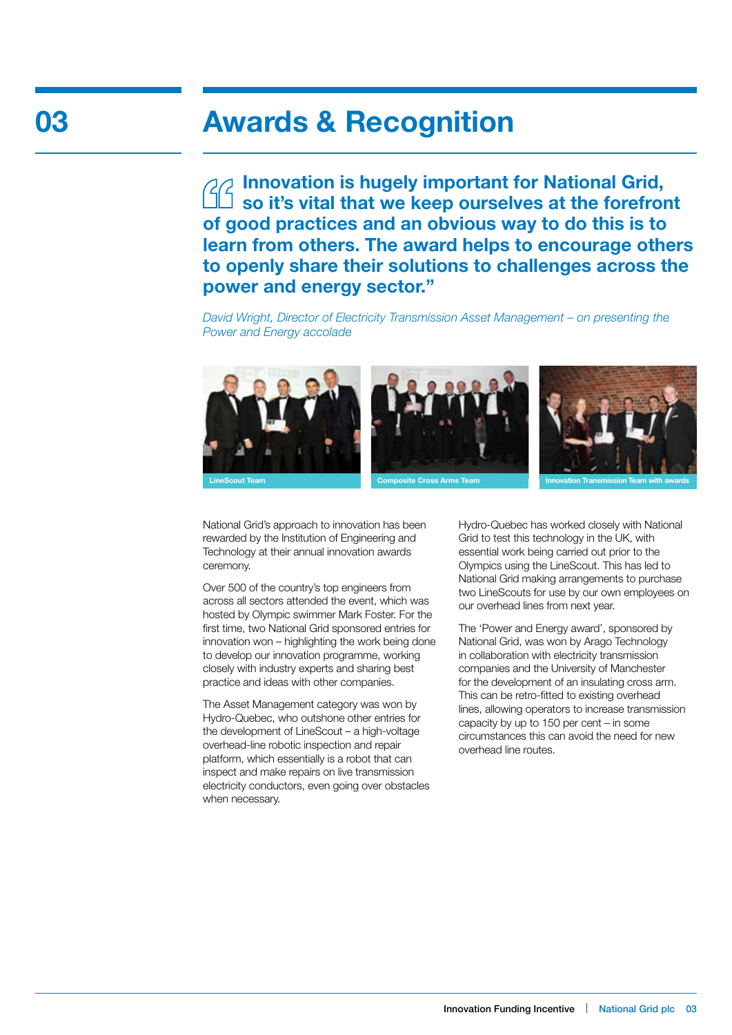# 03 Awards & Recognition

**"Innovation is hugely important for National Grid, so it's vital that we keep ourselves at the forefront of good practices and an obvious way to do this is to learn from others. The award helps to encourage others to openly share their solutions to challenges across the power and energy sector."**

*David Wright, Director of Electricity Transmission Asset Management – on presenting the Power and Energy accolade*

LineScout Team

Composite Cross Arms Team

Innovation Transmission Team with awards

National Grid's approach to innovation has been rewarded by the Institution of Engineering and Technology at their annual innovation awards ceremony.

Over 500 of the country's top engineers from across all sectors attended the event, which was hosted by Olympic swimmer Mark Foster. For the first time, two National Grid sponsored entries for innovation won – highlighting the work being done to develop our innovation programme, working closely with industry experts and sharing best practice and ideas with other companies.

The Asset Management category was won by Hydro-Quebec, who outshone other entries for the development of LineScout – a high-voltage overhead-line robotic inspection and repair platform, which essentially is a robot that can inspect and make repairs on live transmission electricity conductors, even going over obstacles when necessary.

Hydro-Quebec has worked closely with National Grid to test this technology in the UK, with essential work being carried out prior to the Olympics using the LineScout. This has led to National Grid making arrangements to purchase two LineScouts for use by our own employees on our overhead lines from next year.

The 'Power and Energy award', sponsored by National Grid, was won by Arago Technology in collaboration with electricity transmission companies and the University of Manchester for the development of an insulating cross arm. This can be retro-fitted to existing overhead lines, allowing operators to increase transmission capacity by up to 150 per cent – in some circumstances this can avoid the need for new overhead line routes.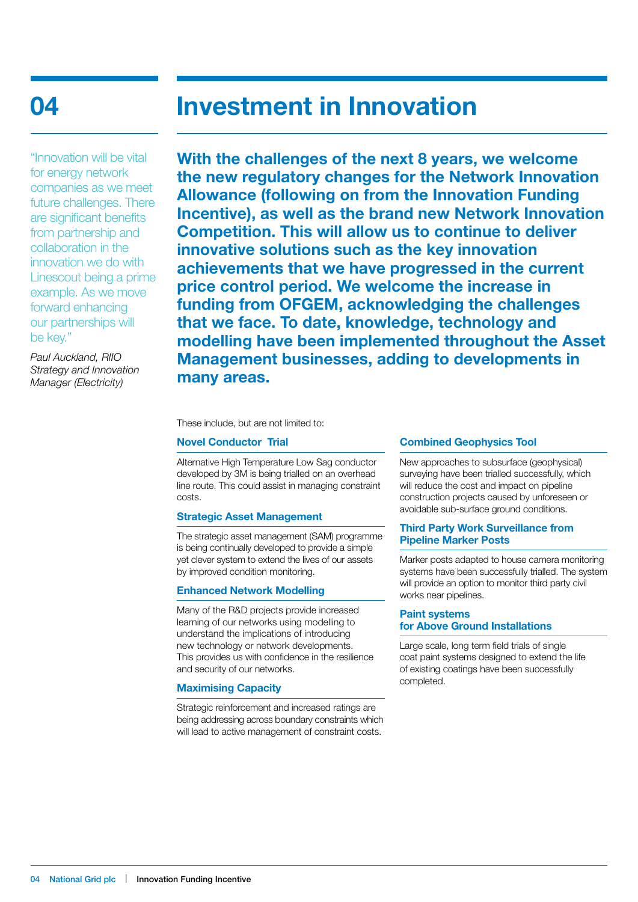# 04

# Investment in Innovation

"Innovation will be vital for energy network companies as we meet future challenges. There are significant benefits from partnership and collaboration in the innovation we do with Linescout being a prime example. As we move forward enhancing our partnerships will be key."

*Paul Auckland, RIIO Strategy and Innovation Manager (Electricity)*

**With the challenges of the next 8 years, we welcome the new regulatory changes for the Network Innovation Allowance (following on from the Innovation Funding Incentive), as well as the brand new Network Innovation Competition. This will allow us to continue to deliver innovative solutions such as the key innovation achievements that we have progressed in the current price control period. We welcome the increase in funding from OFGEM, acknowledging the challenges that we face. To date, knowledge, technology and modelling have been implemented throughout the Asset Management businesses, adding to developments in many areas.**

These include, but are not limited to:

### Novel Conductor Trial

Alternative High Temperature Low Sag conductor developed by 3M is being trialled on an overhead line route. This could assist in managing constraint costs.

### Strategic Asset Management

The strategic asset management (SAM) programme is being continually developed to provide a simple yet clever system to extend the lives of our assets by improved condition monitoring.

### Enhanced Network Modelling

Many of the R&D projects provide increased learning of our networks using modelling to understand the implications of introducing new technology or network developments. This provides us with confidence in the resilience and security of our networks.

### Maximising Capacity

Strategic reinforcement and increased ratings are being addressing across boundary constraints which will lead to active management of constraint costs.

### Combined Geophysics Tool

New approaches to subsurface (geophysical) surveying have been trialled successfully, which will reduce the cost and impact on pipeline construction projects caused by unforeseen or avoidable sub-surface ground conditions.

### Third Party Work Surveillance from Pipeline Marker Posts

Marker posts adapted to house camera monitoring systems have been successfully trialled. The system will provide an option to monitor third party civil works near pipelines.

### Paint systems for Above Ground Installations

Large scale, long term field trials of single coat paint systems designed to extend the life of existing coatings have been successfully completed.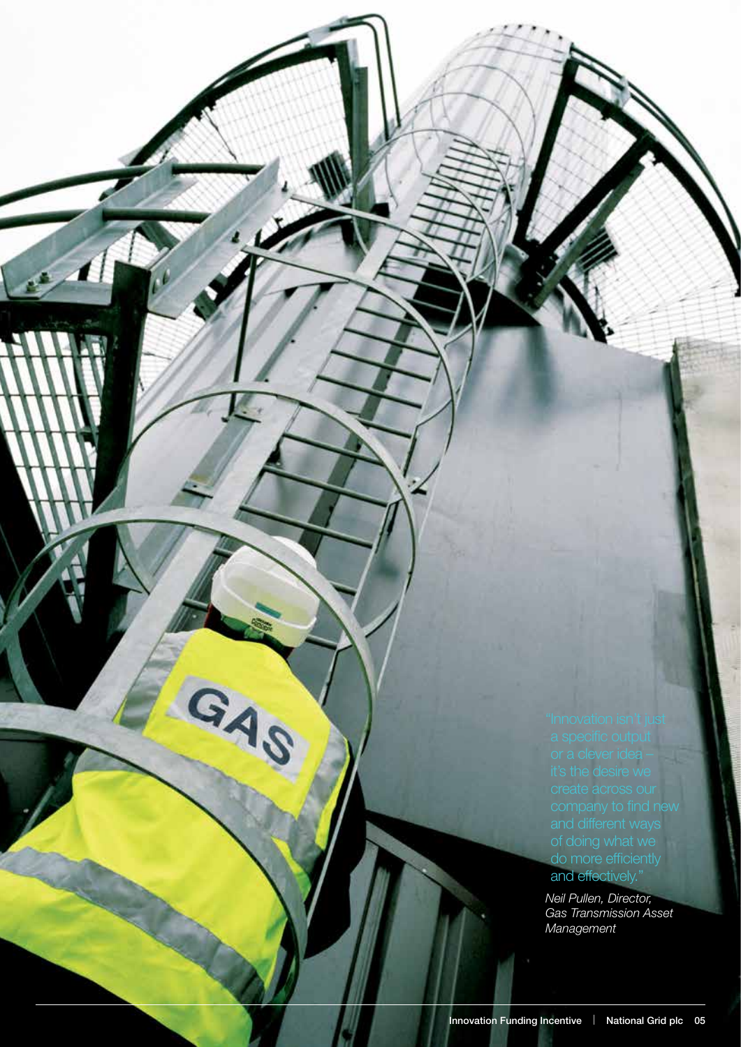"Innovation isn't just a specific output or a clever idea – it's the desire we create across our company to find new and different ways of doing what we do more efficiently and effectively."

*Neil Pullen, Director, Gas Transmission Asset Management*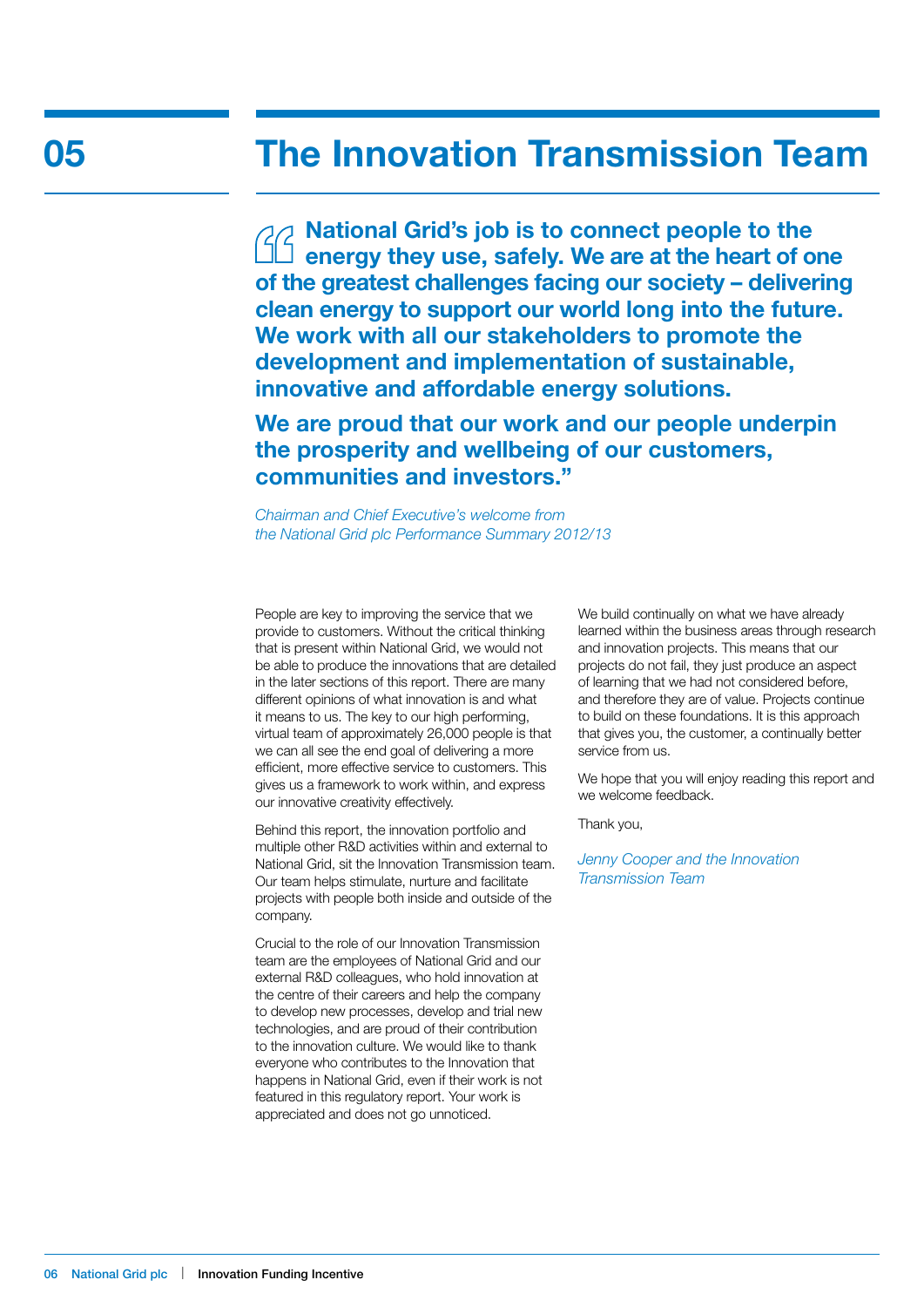# 05 The Innovation Transmission Team

> **"National Grid's job is to connect people to the energy they use, safely. We are at the heart of one of the greatest challenges facing our society – delivering clean energy to support our world long into the future. We work with all our stakeholders to promote the development and implementation of sustainable, innovative and affordable energy solutions.**
>
> **We are proud that our work and our people underpin the prosperity and wellbeing of our customers, communities and investors."**
>
> *Chairman and Chief Executive's welcome from the National Grid plc Performance Summary 2012/13*

People are key to improving the service that we provide to customers. Without the critical thinking that is present within National Grid, we would not be able to produce the innovations that are detailed in the later sections of this report. There are many different opinions of what innovation is and what it means to us. The key to our high performing, virtual team of approximately 26,000 people is that we can all see the end goal of delivering a more efficient, more effective service to customers. This gives us a framework to work within, and express our innovative creativity effectively.

Behind this report, the innovation portfolio and multiple other R&D activities within and external to National Grid, sit the Innovation Transmission team. Our team helps stimulate, nurture and facilitate projects with people both inside and outside of the company.

Crucial to the role of our Innovation Transmission team are the employees of National Grid and our external R&D colleagues, who hold innovation at the centre of their careers and help the company to develop new processes, develop and trial new technologies, and are proud of their contribution to the innovation culture. We would like to thank everyone who contributes to the Innovation that happens in National Grid, even if their work is not featured in this regulatory report. Your work is appreciated and does not go unnoticed.

We build continually on what we have already learned within the business areas through research and innovation projects. This means that our projects do not fail, they just produce an aspect of learning that we had not considered before, and therefore they are of value. Projects continue to build on these foundations. It is this approach that gives you, the customer, a continually better service from us.

We hope that you will enjoy reading this report and we welcome feedback.

Thank you,

*Jenny Cooper and the Innovation Transmission Team*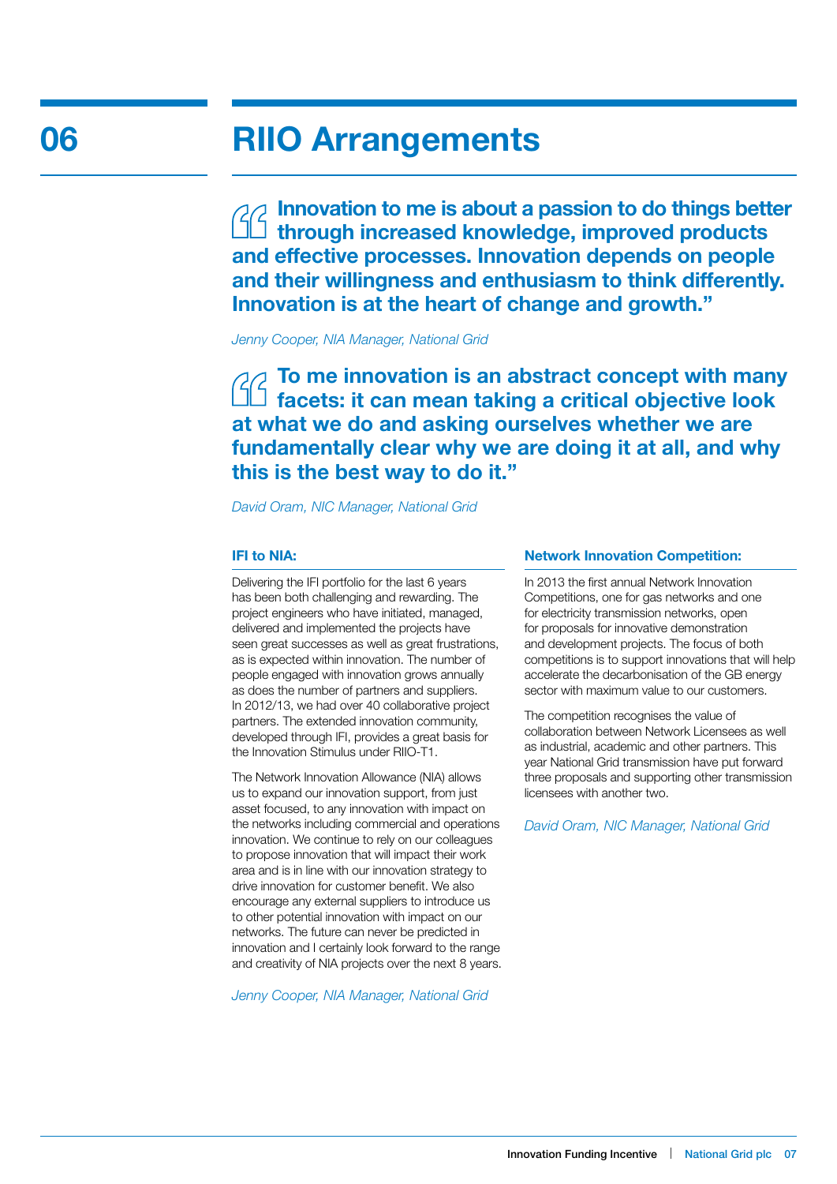# 06 RIIO Arrangements

**"Innovation to me is about a passion to do things better through increased knowledge, improved products and effective processes. Innovation depends on people and their willingness and enthusiasm to think differently. Innovation is at the heart of change and growth."**

*Jenny Cooper, NIA Manager, National Grid*

**"To me innovation is an abstract concept with many facets: it can mean taking a critical objective look at what we do and asking ourselves whether we are fundamentally clear why we are doing it at all, and why this is the best way to do it."**

*David Oram, NIC Manager, National Grid*

### IFI to NIA:

Delivering the IFI portfolio for the last 6 years has been both challenging and rewarding. The project engineers who have initiated, managed, delivered and implemented the projects have seen great successes as well as great frustrations, as is expected within innovation. The number of people engaged with innovation grows annually as does the number of partners and suppliers. In 2012/13, we had over 40 collaborative project partners. The extended innovation community, developed through IFI, provides a great basis for the Innovation Stimulus under RIIO-T1.

The Network Innovation Allowance (NIA) allows us to expand our innovation support, from just asset focused, to any innovation with impact on the networks including commercial and operations innovation. We continue to rely on our colleagues to propose innovation that will impact their work area and is in line with our innovation strategy to drive innovation for customer benefit. We also encourage any external suppliers to introduce us to other potential innovation with impact on our networks. The future can never be predicted in innovation and I certainly look forward to the range and creativity of NIA projects over the next 8 years.

*Jenny Cooper, NIA Manager, National Grid*

### Network Innovation Competition:

In 2013 the first annual Network Innovation Competitions, one for gas networks and one for electricity transmission networks, open for proposals for innovative demonstration and development projects. The focus of both competitions is to support innovations that will help accelerate the decarbonisation of the GB energy sector with maximum value to our customers.

The competition recognises the value of collaboration between Network Licensees as well as industrial, academic and other partners. This year National Grid transmission have put forward three proposals and supporting other transmission licensees with another two.

*David Oram, NIC Manager, National Grid*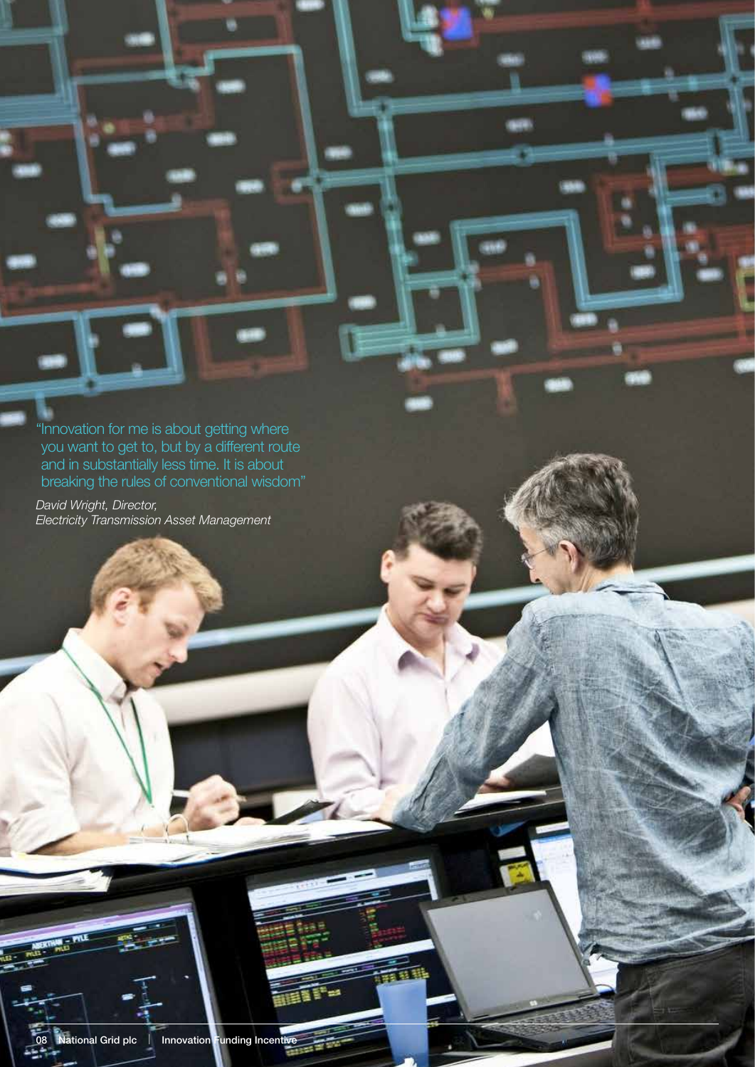"Innovation for me is about getting where you want to get to, but by a different route and in substantially less time. It is about breaking the rules of conventional wisdom"

*David Wright, Director, Electricity Transmission Asset Management*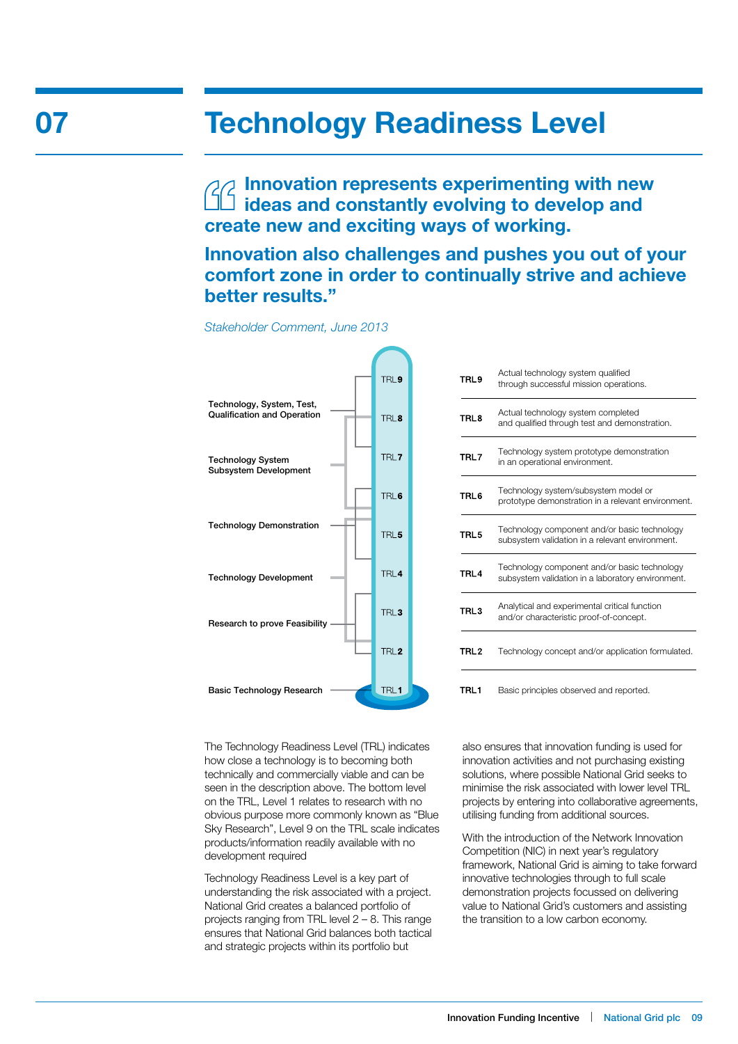# 07 Technology Readiness Level

**"Innovation represents experimenting with new ideas and constantly evolving to develop and create new and exciting ways of working.**

**Innovation also challenges and pushes you out of your comfort zone in order to continually strive and achieve better results."**

*Stakeholder Comment, June 2013*

| Stage | Level | Description |
|---|---|---|
| Technology, System, Test, Qualification and Operation | TRL9 | Actual technology system qualified through successful mission operations. |
| | TRL8 | Actual technology system completed and qualified through test and demonstration. |
| Technology System Subsystem Development | TRL7 | Technology system prototype demonstration in an operational environment. |
| | TRL6 | Technology system/subsystem model or prototype demonstration in a relevant environment. |
| Technology Demonstration | TRL5 | Technology component and/or basic technology subsystem validation in a relevant environment. |
| Technology Development | TRL4 | Technology component and/or basic technology subsystem validation in a laboratory environment. |
| Research to prove Feasibility | TRL3 | Analytical and experimental critical function and/or characteristic proof-of-concept. |
| | TRL2 | Technology concept and/or application formulated. |
| Basic Technology Research | TRL1 | Basic principles observed and reported. |

The Technology Readiness Level (TRL) indicates how close a technology is to becoming both technically and commercially viable and can be seen in the description above. The bottom level on the TRL, Level 1 relates to research with no obvious purpose more commonly known as "Blue Sky Research", Level 9 on the TRL scale indicates products/information readily available with no development required

Technology Readiness Level is a key part of understanding the risk associated with a project. National Grid creates a balanced portfolio of projects ranging from TRL level 2 – 8. This range ensures that National Grid balances both tactical and strategic projects within its portfolio but also ensures that innovation funding is used for innovation activities and not purchasing existing solutions, where possible National Grid seeks to minimise the risk associated with lower level TRL projects by entering into collaborative agreements, utilising funding from additional sources.

With the introduction of the Network Innovation Competition (NIC) in next year's regulatory framework, National Grid is aiming to take forward innovative technologies through to full scale demonstration projects focussed on delivering value to National Grid's customers and assisting the transition to a low carbon economy.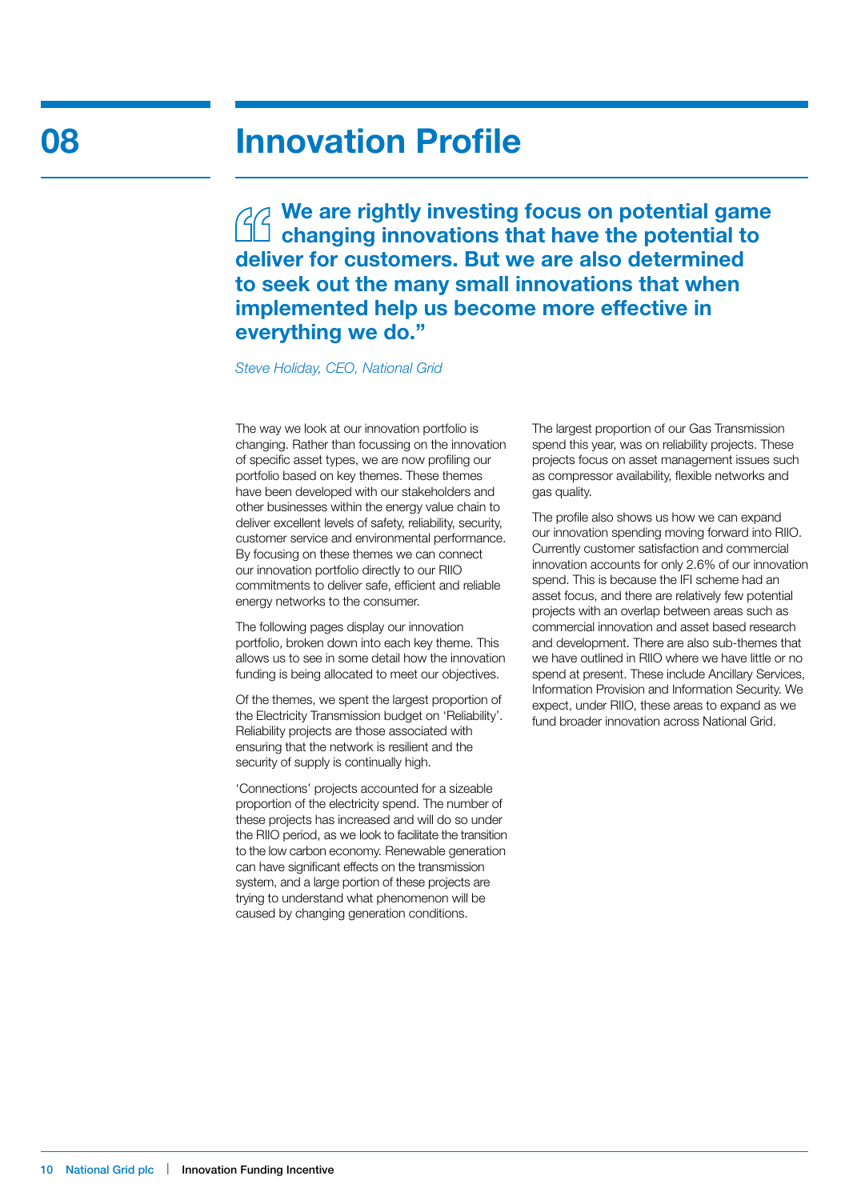# 08 Innovation Profile

> **"We are rightly investing focus on potential game changing innovations that have the potential to deliver for customers. But we are also determined to seek out the many small innovations that when implemented help us become more effective in everything we do."**
>
> *Steve Holiday, CEO, National Grid*

The way we look at our innovation portfolio is changing. Rather than focussing on the innovation of specific asset types, we are now profiling our portfolio based on key themes. These themes have been developed with our stakeholders and other businesses within the energy value chain to deliver excellent levels of safety, reliability, security, customer service and environmental performance. By focusing on these themes we can connect our innovation portfolio directly to our RIIO commitments to deliver safe, efficient and reliable energy networks to the consumer.

The following pages display our innovation portfolio, broken down into each key theme. This allows us to see in some detail how the innovation funding is being allocated to meet our objectives.

Of the themes, we spent the largest proportion of the Electricity Transmission budget on 'Reliability'. Reliability projects are those associated with ensuring that the network is resilient and the security of supply is continually high.

'Connections' projects accounted for a sizeable proportion of the electricity spend. The number of these projects has increased and will do so under the RIIO period, as we look to facilitate the transition to the low carbon economy. Renewable generation can have significant effects on the transmission system, and a large portion of these projects are trying to understand what phenomenon will be caused by changing generation conditions.

The largest proportion of our Gas Transmission spend this year, was on reliability projects. These projects focus on asset management issues such as compressor availability, flexible networks and gas quality.

The profile also shows us how we can expand our innovation spending moving forward into RIIO. Currently customer satisfaction and commercial innovation accounts for only 2.6% of our innovation spend. This is because the IFI scheme had an asset focus, and there are relatively few potential projects with an overlap between areas such as commercial innovation and asset based research and development. There are also sub-themes that we have outlined in RIIO where we have little or no spend at present. These include Ancillary Services, Information Provision and Information Security. We expect, under RIIO, these areas to expand as we fund broader innovation across National Grid.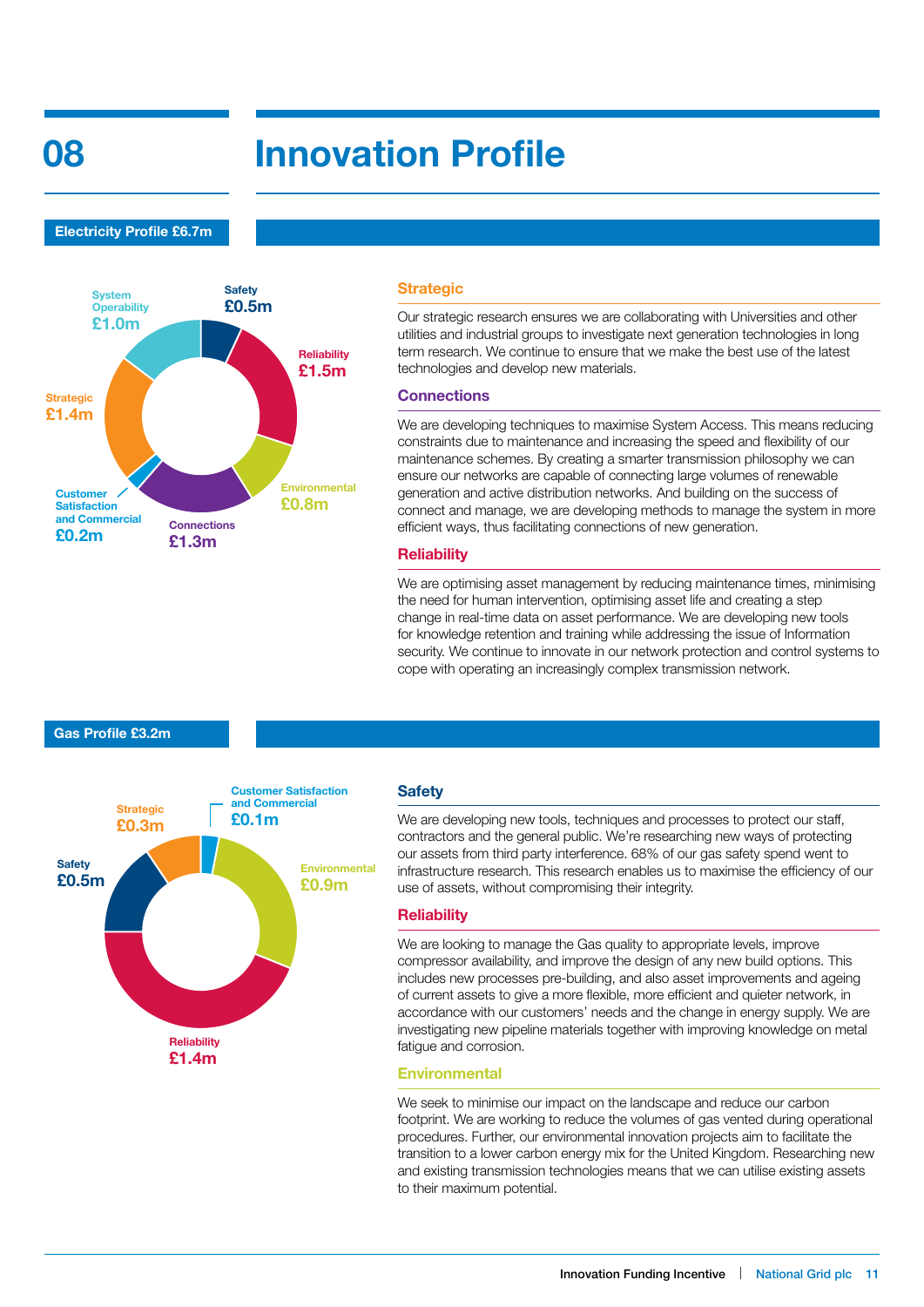# 08 Innovation Profile

## Electricity Profile £6.7m

System Operability £1.0m
Safety £0.5m
Reliability £1.5m
Strategic £1.4m
Environmental £0.8m
Customer Satisfaction and Commercial £0.2m
Connections £1.3m

### Strategic

Our strategic research ensures we are collaborating with Universities and other utilities and industrial groups to investigate next generation technologies in long term research. We continue to ensure that we make the best use of the latest technologies and develop new materials.

### Connections

We are developing techniques to maximise System Access. This means reducing constraints due to maintenance and increasing the speed and flexibility of our maintenance schemes. By creating a smarter transmission philosophy we can ensure our networks are capable of connecting large volumes of renewable generation and active distribution networks. And building on the success of connect and manage, we are developing methods to manage the system in more efficient ways, thus facilitating connections of new generation.

### Reliability

We are optimising asset management by reducing maintenance times, minimising the need for human intervention, optimising asset life and creating a step change in real-time data on asset performance. We are developing new tools for knowledge retention and training while addressing the issue of Information security. We continue to innovate in our network protection and control systems to cope with operating an increasingly complex transmission network.

## Gas Profile £3.2m

Strategic £0.3m
Customer Satisfaction and Commercial £0.1m
Safety £0.5m
Environmental £0.9m
Reliability £1.4m

### Safety

We are developing new tools, techniques and processes to protect our staff, contractors and the general public. We're researching new ways of protecting our assets from third party interference. 68% of our gas safety spend went to infrastructure research. This research enables us to maximise the efficiency of our use of assets, without compromising their integrity.

### Reliability

We are looking to manage the Gas quality to appropriate levels, improve compressor availability, and improve the design of any new build options. This includes new processes pre-building, and also asset improvements and ageing of current assets to give a more flexible, more efficient and quieter network, in accordance with our customers' needs and the change in energy supply. We are investigating new pipeline materials together with improving knowledge on metal fatigue and corrosion.

### Environmental

We seek to minimise our impact on the landscape and reduce our carbon footprint. We are working to reduce the volumes of gas vented during operational procedures. Further, our environmental innovation projects aim to facilitate the transition to a lower carbon energy mix for the United Kingdom. Researching new and existing transmission technologies means that we can utilise existing assets to their maximum potential.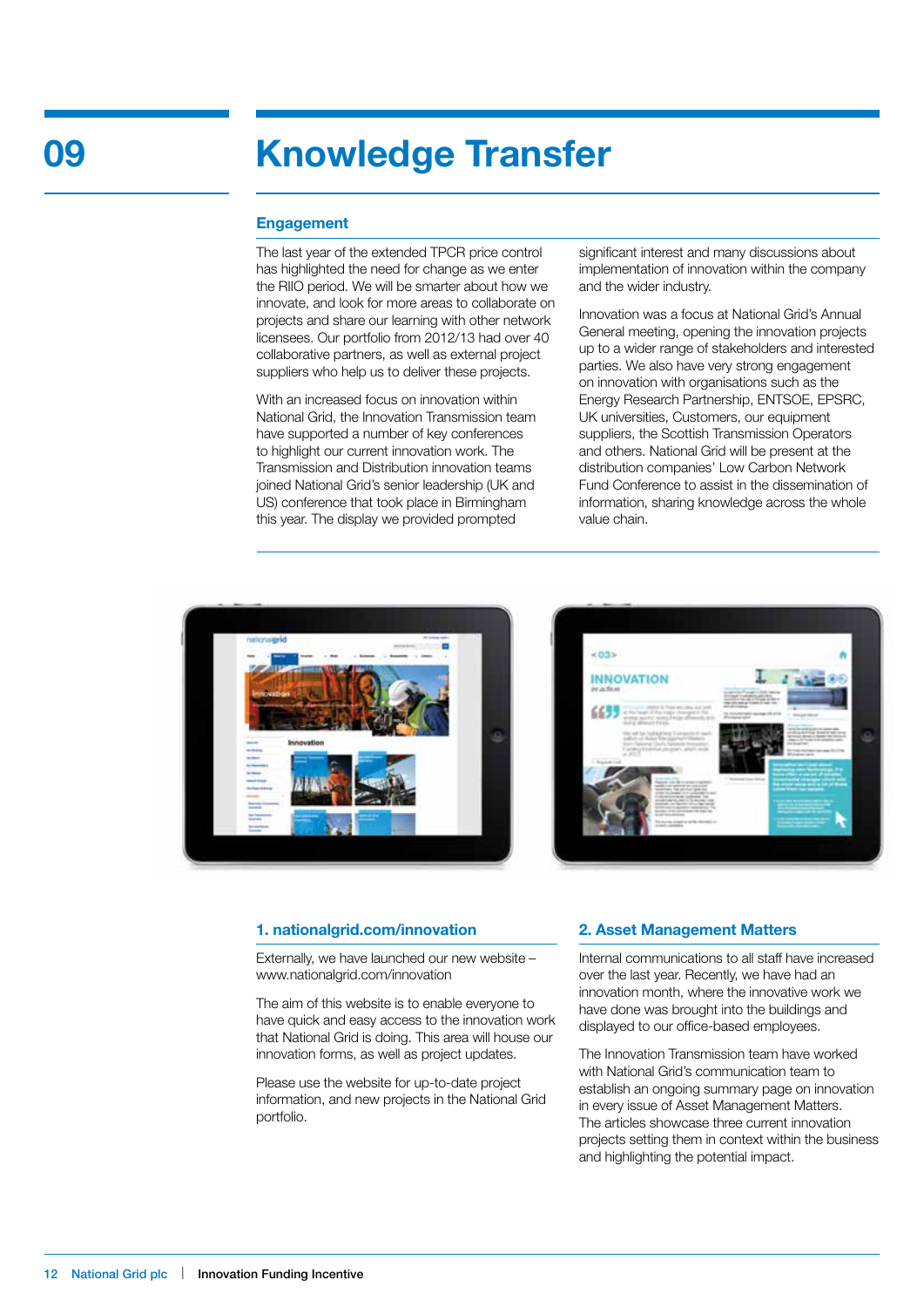# 09 Knowledge Transfer

## Engagement

The last year of the extended TPCR price control has highlighted the need for change as we enter the RIIO period. We will be smarter about how we innovate, and look for more areas to collaborate on projects and share our learning with other network licensees. Our portfolio from 2012/13 had over 40 collaborative partners, as well as external project suppliers who help us to deliver these projects.

With an increased focus on innovation within National Grid, the Innovation Transmission team have supported a number of key conferences to highlight our current innovation work. The Transmission and Distribution innovation teams joined National Grid's senior leadership (UK and US) conference that took place in Birmingham this year. The display we provided prompted significant interest and many discussions about implementation of innovation within the company and the wider industry.

Innovation was a focus at National Grid's Annual General meeting, opening the innovation projects up to a wider range of stakeholders and interested parties. We also have very strong engagement on innovation with organisations such as the Energy Research Partnership, ENTSOE, EPSRC, UK universities, Customers, our equipment suppliers, the Scottish Transmission Operators and others. National Grid will be present at the distribution companies' Low Carbon Network Fund Conference to assist in the dissemination of information, sharing knowledge across the whole value chain.

### 1. nationalgrid.com/innovation

Externally, we have launched our new website – www.nationalgrid.com/innovation

The aim of this website is to enable everyone to have quick and easy access to the innovation work that National Grid is doing. This area will house our innovation forms, as well as project updates.

Please use the website for up-to-date project information, and new projects in the National Grid portfolio.

### 2. Asset Management Matters

Internal communications to all staff have increased over the last year. Recently, we have had an innovation month, where the innovative work we have done was brought into the buildings and displayed to our office-based employees.

The Innovation Transmission team have worked with National Grid's communication team to establish an ongoing summary page on innovation in every issue of Asset Management Matters. The articles showcase three current innovation projects setting them in context within the business and highlighting the potential impact.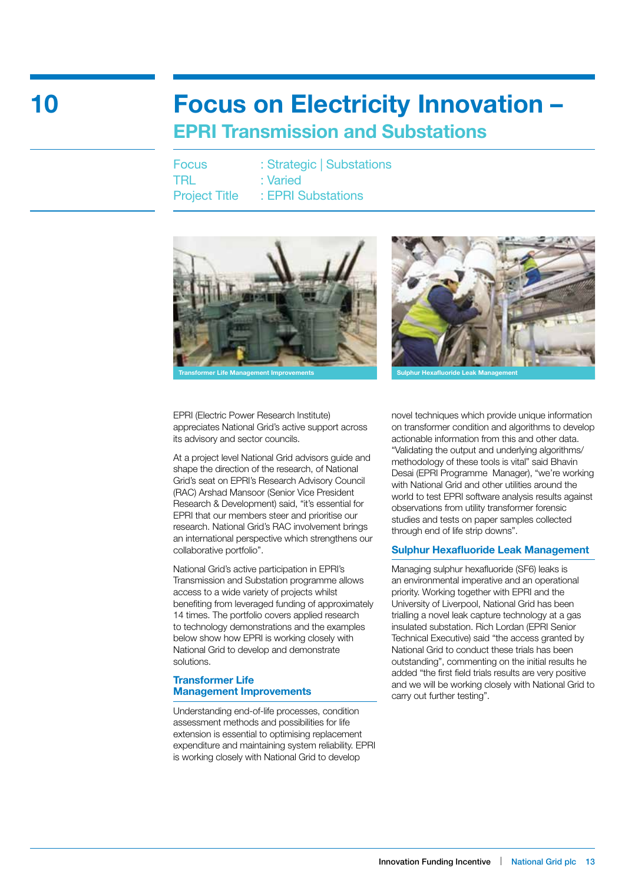# 10

# Focus on Electricity Innovation – EPRI Transmission and Substations

Focus : Strategic | Substations
TRL : Varied
Project Title : EPRI Substations

Transformer Life Management Improvements

Sulphur Hexafluoride Leak Management

EPRI (Electric Power Research Institute) appreciates National Grid's active support across its advisory and sector councils.

At a project level National Grid advisors guide and shape the direction of the research, of National Grid's seat on EPRI's Research Advisory Council (RAC) Arshad Mansoor (Senior Vice President Research & Development) said, "it's essential for EPRI that our members steer and prioritise our research. National Grid's RAC involvement brings an international perspective which strengthens our collaborative portfolio".

National Grid's active participation in EPRI's Transmission and Substation programme allows access to a wide variety of projects whilst benefiting from leveraged funding of approximately 14 times. The portfolio covers applied research to technology demonstrations and the examples below show how EPRI is working closely with National Grid to develop and demonstrate solutions.

### Transformer Life Management Improvements

Understanding end-of-life processes, condition assessment methods and possibilities for life extension is essential to optimising replacement expenditure and maintaining system reliability. EPRI is working closely with National Grid to develop novel techniques which provide unique information on transformer condition and algorithms to develop actionable information from this and other data. "Validating the output and underlying algorithms/methodology of these tools is vital" said Bhavin Desai (EPRI Programme Manager), "we're working with National Grid and other utilities around the world to test EPRI software analysis results against observations from utility transformer forensic studies and tests on paper samples collected through end of life strip downs".

### Sulphur Hexafluoride Leak Management

Managing sulphur hexafluoride (SF6) leaks is an environmental imperative and an operational priority. Working together with EPRI and the University of Liverpool, National Grid has been trialling a novel leak capture technology at a gas insulated substation. Rich Lordan (EPRI Senior Technical Executive) said "the access granted by National Grid to conduct these trials has been outstanding", commenting on the initial results he added "the first field trials results are very positive and we will be working closely with National Grid to carry out further testing".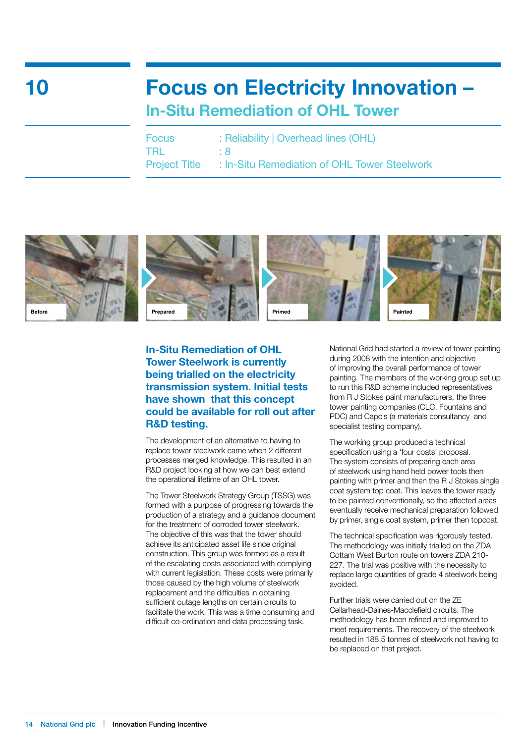# 10 Focus on Electricity Innovation –

## In-Situ Remediation of OHL Tower

Focus : Reliability | Overhead lines (OHL)
TRL : 8
Project Title : In-Situ Remediation of OHL Tower Steelwork

Before | Prepared | Primed | Painted

### In-Situ Remediation of OHL Tower Steelwork is currently being trialled on the electricity transmission system. Initial tests have shown that this concept could be available for roll out after R&D testing.

The development of an alternative to having to replace tower steelwork came when 2 different processes merged knowledge. This resulted in an R&D project looking at how we can best extend the operational lifetime of an OHL tower.

The Tower Steelwork Strategy Group (TSSG) was formed with a purpose of progressing towards the production of a strategy and a guidance document for the treatment of corroded tower steelwork. The objective of this was that the tower should achieve its anticipated asset life since original construction. This group was formed as a result of the escalating costs associated with complying with current legislation. These costs were primarily those caused by the high volume of steelwork replacement and the difficulties in obtaining sufficient outage lengths on certain circuits to facilitate the work. This was a time consuming and difficult co-ordination and data processing task.

National Grid had started a review of tower painting during 2008 with the intention and objective of improving the overall performance of tower painting. The members of the working group set up to run this R&D scheme included representatives from R J Stokes paint manufacturers, the three tower painting companies (CLC, Fountains and PDC) and Capcis (a materials consultancy and specialist testing company).

The working group produced a technical specification using a 'four coats' proposal. The system consists of preparing each area of steelwork using hand held power tools then painting with primer and then the R J Stokes single coat system top coat. This leaves the tower ready to be painted conventionally, so the affected areas eventually receive mechanical preparation followed by primer, single coat system, primer then topcoat.

The technical specification was rigorously tested. The methodology was initially trialled on the ZDA Cottam West Burton route on towers ZDA 210-227. The trial was positive with the necessity to replace large quantities of grade 4 steelwork being avoided.

Further trials were carried out on the ZE Cellarhead-Daines-Macclefield circuits. The methodology has been refined and improved to meet requirements. The recovery of the steelwork resulted in 188.5 tonnes of steelwork not having to be replaced on that project.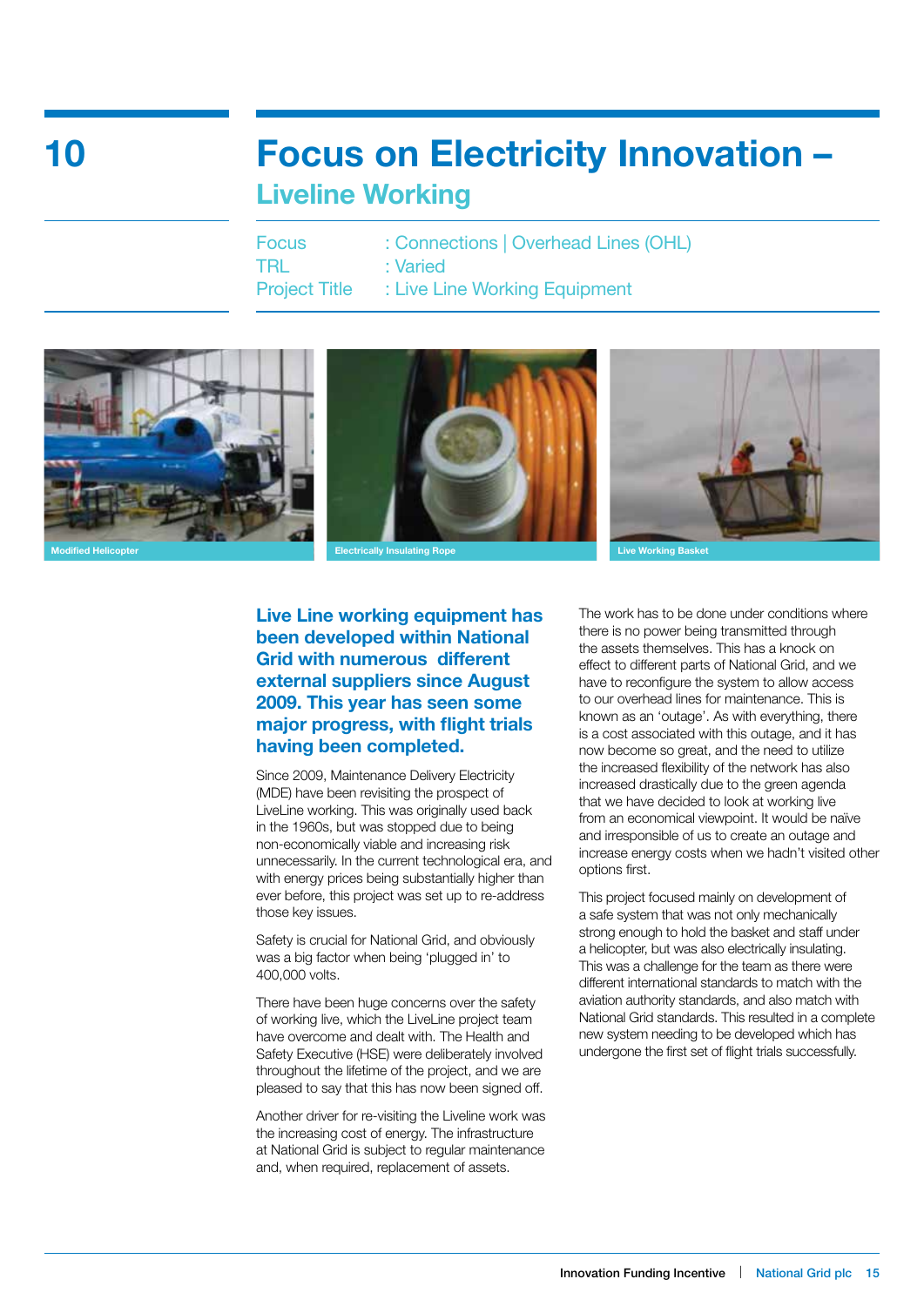10

# Focus on Electricity Innovation – Liveline Working

Focus : Connections | Overhead Lines (OHL)
TRL : Varied
Project Title : Live Line Working Equipment

Modified Helicopter

Electrically Insulating Rope

Live Working Basket

**Live Line working equipment has been developed within National Grid with numerous different external suppliers since August 2009. This year has seen some major progress, with flight trials having been completed.**

Since 2009, Maintenance Delivery Electricity (MDE) have been revisiting the prospect of LiveLine working. This was originally used back in the 1960s, but was stopped due to being non-economically viable and increasing risk unnecessarily. In the current technological era, and with energy prices being substantially higher than ever before, this project was set up to re-address those key issues.

Safety is crucial for National Grid, and obviously was a big factor when being 'plugged in' to 400,000 volts.

There have been huge concerns over the safety of working live, which the LiveLine project team have overcome and dealt with. The Health and Safety Executive (HSE) were deliberately involved throughout the lifetime of the project, and we are pleased to say that this has now been signed off.

Another driver for re-visiting the Liveline work was the increasing cost of energy. The infrastructure at National Grid is subject to regular maintenance and, when required, replacement of assets.

The work has to be done under conditions where there is no power being transmitted through the assets themselves. This has a knock on effect to different parts of National Grid, and we have to reconfigure the system to allow access to our overhead lines for maintenance. This is known as an 'outage'. As with everything, there is a cost associated with this outage, and it has now become so great, and the need to utilize the increased flexibility of the network has also increased drastically due to the green agenda that we have decided to look at working live from an economical viewpoint. It would be naïve and irresponsible of us to create an outage and increase energy costs when we hadn't visited other options first.

This project focused mainly on development of a safe system that was not only mechanically strong enough to hold the basket and staff under a helicopter, but was also electrically insulating. This was a challenge for the team as there were different international standards to match with the aviation authority standards, and also match with National Grid standards. This resulted in a complete new system needing to be developed which has undergone the first set of flight trials successfully.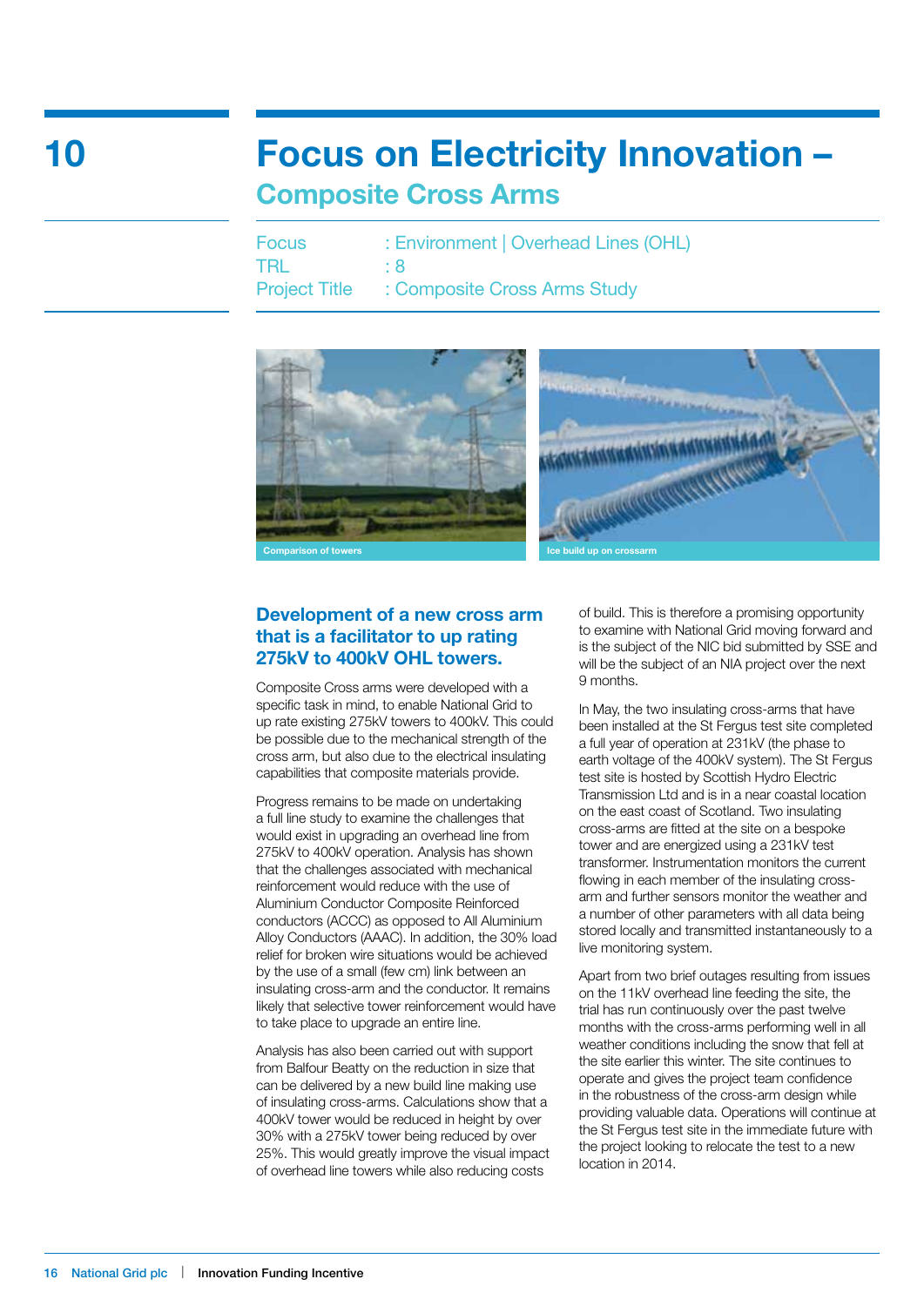10

# Focus on Electricity Innovation – Composite Cross Arms

Focus : Environment | Overhead Lines (OHL)
TRL : 8
Project Title : Composite Cross Arms Study

Comparison of towers

Ice build up on crossarm

## Development of a new cross arm that is a facilitator to up rating 275kV to 400kV OHL towers.

Composite Cross arms were developed with a specific task in mind, to enable National Grid to up rate existing 275kV towers to 400kV. This could be possible due to the mechanical strength of the cross arm, but also due to the electrical insulating capabilities that composite materials provide.

Progress remains to be made on undertaking a full line study to examine the challenges that would exist in upgrading an overhead line from 275kV to 400kV operation. Analysis has shown that the challenges associated with mechanical reinforcement would reduce with the use of Aluminium Conductor Composite Reinforced conductors (ACCC) as opposed to All Aluminium Alloy Conductors (AAAC). In addition, the 30% load relief for broken wire situations would be achieved by the use of a small (few cm) link between an insulating cross-arm and the conductor. It remains likely that selective tower reinforcement would have to take place to upgrade an entire line.

Analysis has also been carried out with support from Balfour Beatty on the reduction in size that can be delivered by a new build line making use of insulating cross-arms. Calculations show that a 400kV tower would be reduced in height by over 30% with a 275kV tower being reduced by over 25%. This would greatly improve the visual impact of overhead line towers while also reducing costs of build. This is therefore a promising opportunity to examine with National Grid moving forward and is the subject of the NIC bid submitted by SSE and will be the subject of an NIA project over the next 9 months.

In May, the two insulating cross-arms that have been installed at the St Fergus test site completed a full year of operation at 231kV (the phase to earth voltage of the 400kV system). The St Fergus test site is hosted by Scottish Hydro Electric Transmission Ltd and is in a near coastal location on the east coast of Scotland. Two insulating cross-arms are fitted at the site on a bespoke tower and are energized using a 231kV test transformer. Instrumentation monitors the current flowing in each member of the insulating cross-arm and further sensors monitor the weather and a number of other parameters with all data being stored locally and transmitted instantaneously to a live monitoring system.

Apart from two brief outages resulting from issues on the 11kV overhead line feeding the site, the trial has run continuously over the past twelve months with the cross-arms performing well in all weather conditions including the snow that fell at the site earlier this winter. The site continues to operate and gives the project team confidence in the robustness of the cross-arm design while providing valuable data. Operations will continue at the St Fergus test site in the immediate future with the project looking to relocate the test to a new location in 2014.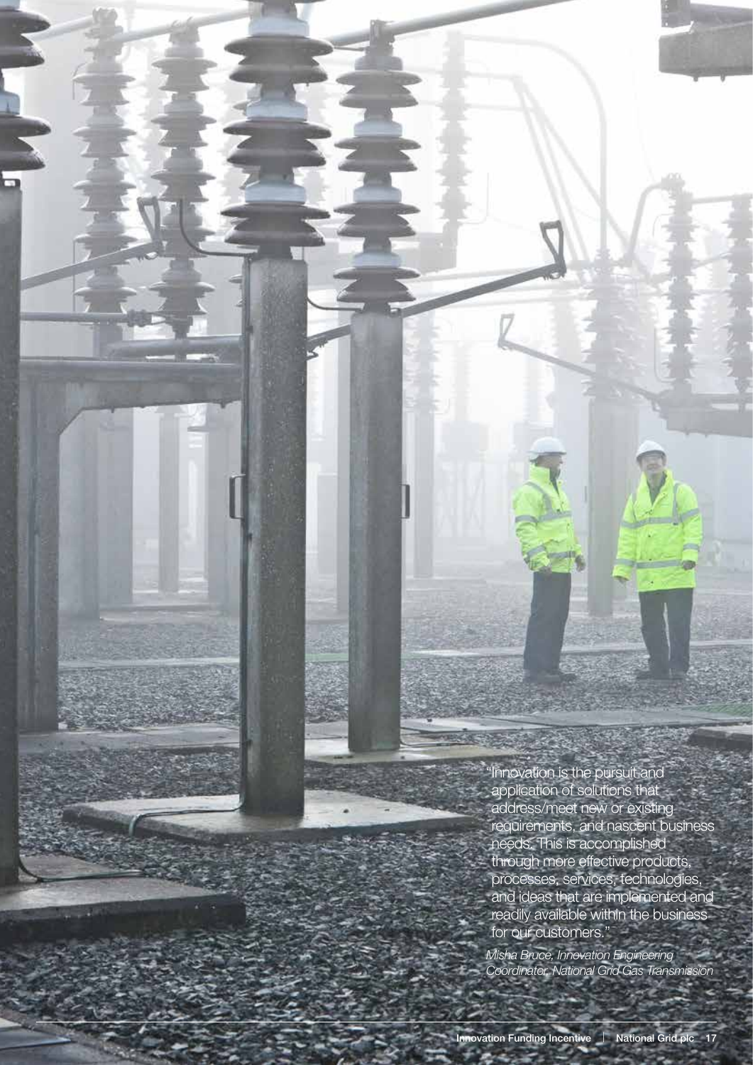"Innovation is the pursuit and application of solutions that address/meet new or existing requirements, and nascent business needs. This is accomplished through more effective products, processes, services, technologies, and ideas that are implemented and readily available within the business for our customers."

*Misha Bruce, Innovation Engineering Coordinator, National Grid Gas Transmission*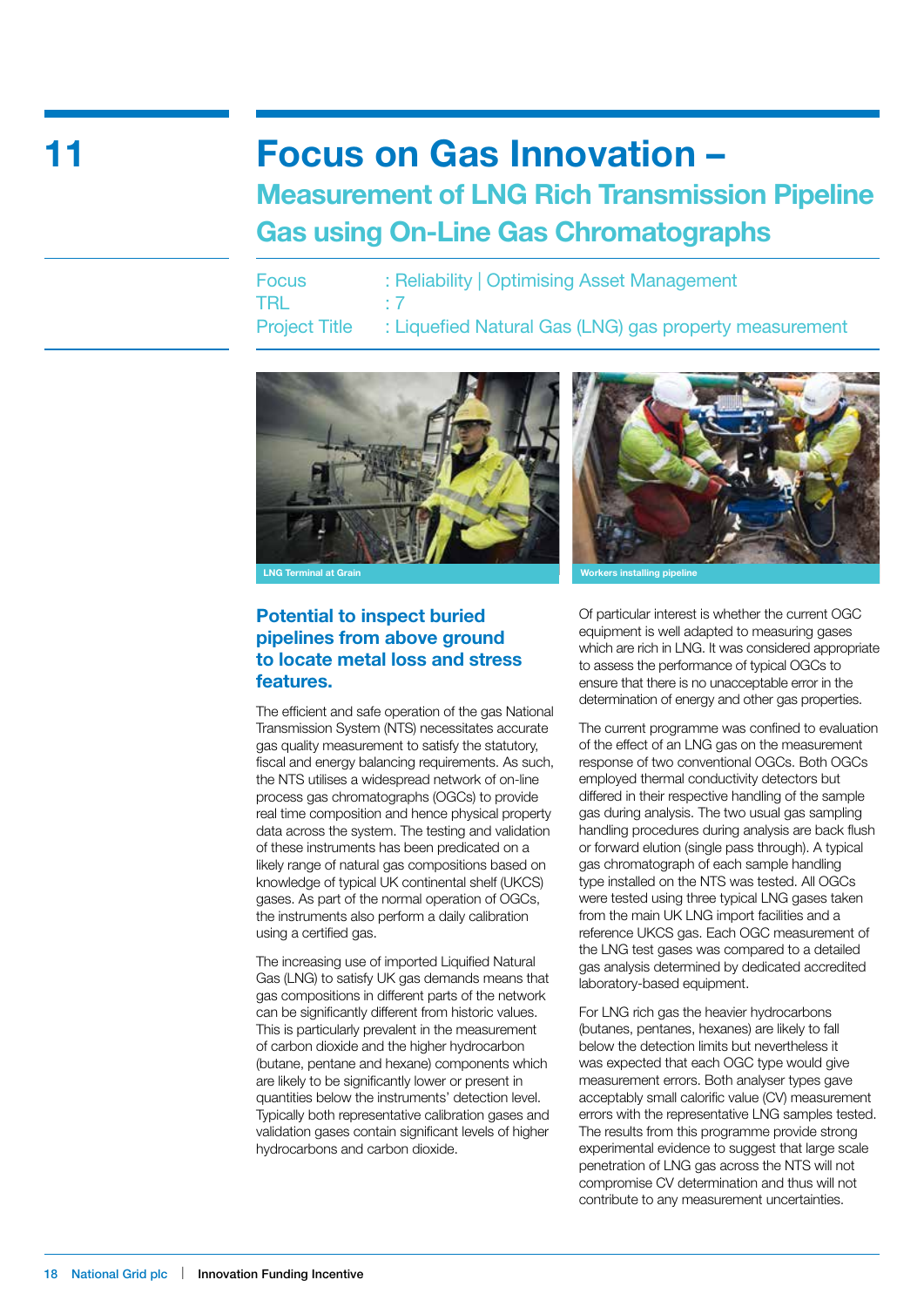# 11

# Focus on Gas Innovation – Measurement of LNG Rich Transmission Pipeline Gas using On-Line Gas Chromatographs

Focus : Reliability | Optimising Asset Management
TRL : 7
Project Title : Liquefied Natural Gas (LNG) gas property measurement

LNG Terminal at Grain

Workers installing pipeline

## Potential to inspect buried pipelines from above ground to locate metal loss and stress features.

The efficient and safe operation of the gas National Transmission System (NTS) necessitates accurate gas quality measurement to satisfy the statutory, fiscal and energy balancing requirements. As such, the NTS utilises a widespread network of on-line process gas chromatographs (OGCs) to provide real time composition and hence physical property data across the system. The testing and validation of these instruments has been predicated on a likely range of natural gas compositions based on knowledge of typical UK continental shelf (UKCS) gases. As part of the normal operation of OGCs, the instruments also perform a daily calibration using a certified gas.

The increasing use of imported Liquified Natural Gas (LNG) to satisfy UK gas demands means that gas compositions in different parts of the network can be significantly different from historic values. This is particularly prevalent in the measurement of carbon dioxide and the higher hydrocarbon (butane, pentane and hexane) components which are likely to be significantly lower or present in quantities below the instruments' detection level. Typically both representative calibration gases and validation gases contain significant levels of higher hydrocarbons and carbon dioxide.

Of particular interest is whether the current OGC equipment is well adapted to measuring gases which are rich in LNG. It was considered appropriate to assess the performance of typical OGCs to ensure that there is no unacceptable error in the determination of energy and other gas properties.

The current programme was confined to evaluation of the effect of an LNG gas on the measurement response of two conventional OGCs. Both OGCs employed thermal conductivity detectors but differed in their respective handling of the sample gas during analysis. The two usual gas sampling handling procedures during analysis are back flush or forward elution (single pass through). A typical gas chromatograph of each sample handling type installed on the NTS was tested. All OGCs were tested using three typical LNG gases taken from the main UK LNG import facilities and a reference UKCS gas. Each OGC measurement of the LNG test gases was compared to a detailed gas analysis determined by dedicated accredited laboratory-based equipment.

For LNG rich gas the heavier hydrocarbons (butanes, pentanes, hexanes) are likely to fall below the detection limits but nevertheless it was expected that each OGC type would give measurement errors. Both analyser types gave acceptably small calorific value (CV) measurement errors with the representative LNG samples tested. The results from this programme provide strong experimental evidence to suggest that large scale penetration of LNG gas across the NTS will not compromise CV determination and thus will not contribute to any measurement uncertainties.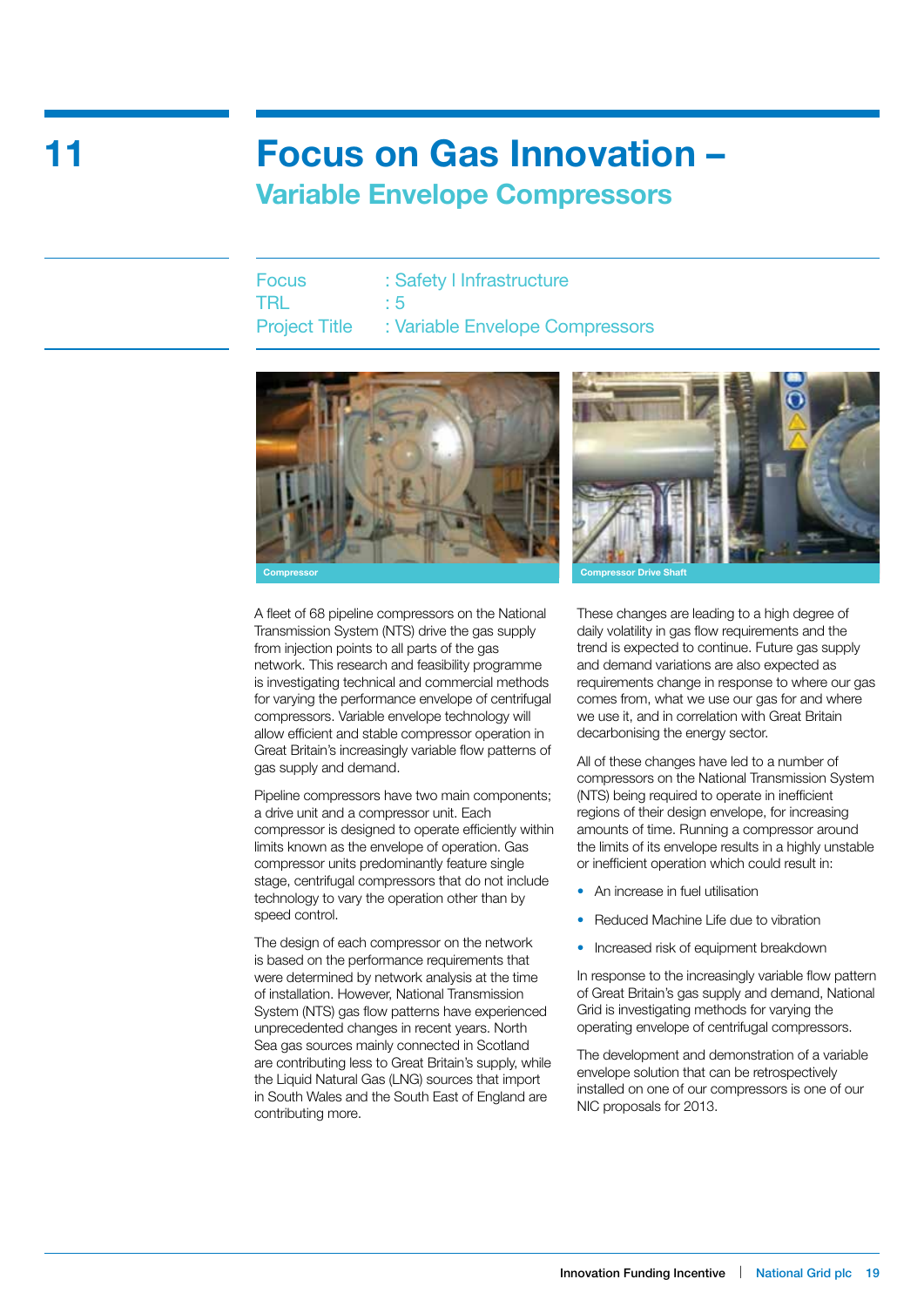# 11 Focus on Gas Innovation – Variable Envelope Compressors

Focus : Safety I Infrastructure
TRL : 5
Project Title : Variable Envelope Compressors

Compressor

Compressor Drive Shaft

A fleet of 68 pipeline compressors on the National Transmission System (NTS) drive the gas supply from injection points to all parts of the gas network. This research and feasibility programme is investigating technical and commercial methods for varying the performance envelope of centrifugal compressors. Variable envelope technology will allow efficient and stable compressor operation in Great Britain's increasingly variable flow patterns of gas supply and demand.

Pipeline compressors have two main components; a drive unit and a compressor unit. Each compressor is designed to operate efficiently within limits known as the envelope of operation. Gas compressor units predominantly feature single stage, centrifugal compressors that do not include technology to vary the operation other than by speed control.

The design of each compressor on the network is based on the performance requirements that were determined by network analysis at the time of installation. However, National Transmission System (NTS) gas flow patterns have experienced unprecedented changes in recent years. North Sea gas sources mainly connected in Scotland are contributing less to Great Britain's supply, while the Liquid Natural Gas (LNG) sources that import in South Wales and the South East of England are contributing more.

These changes are leading to a high degree of daily volatility in gas flow requirements and the trend is expected to continue. Future gas supply and demand variations are also expected as requirements change in response to where our gas comes from, what we use our gas for and where we use it, and in correlation with Great Britain decarbonising the energy sector.

All of these changes have led to a number of compressors on the National Transmission System (NTS) being required to operate in inefficient regions of their design envelope, for increasing amounts of time. Running a compressor around the limits of its envelope results in a highly unstable or inefficient operation which could result in:

- An increase in fuel utilisation
- Reduced Machine Life due to vibration
- Increased risk of equipment breakdown

In response to the increasingly variable flow pattern of Great Britain's gas supply and demand, National Grid is investigating methods for varying the operating envelope of centrifugal compressors.

The development and demonstration of a variable envelope solution that can be retrospectively installed on one of our compressors is one of our NIC proposals for 2013.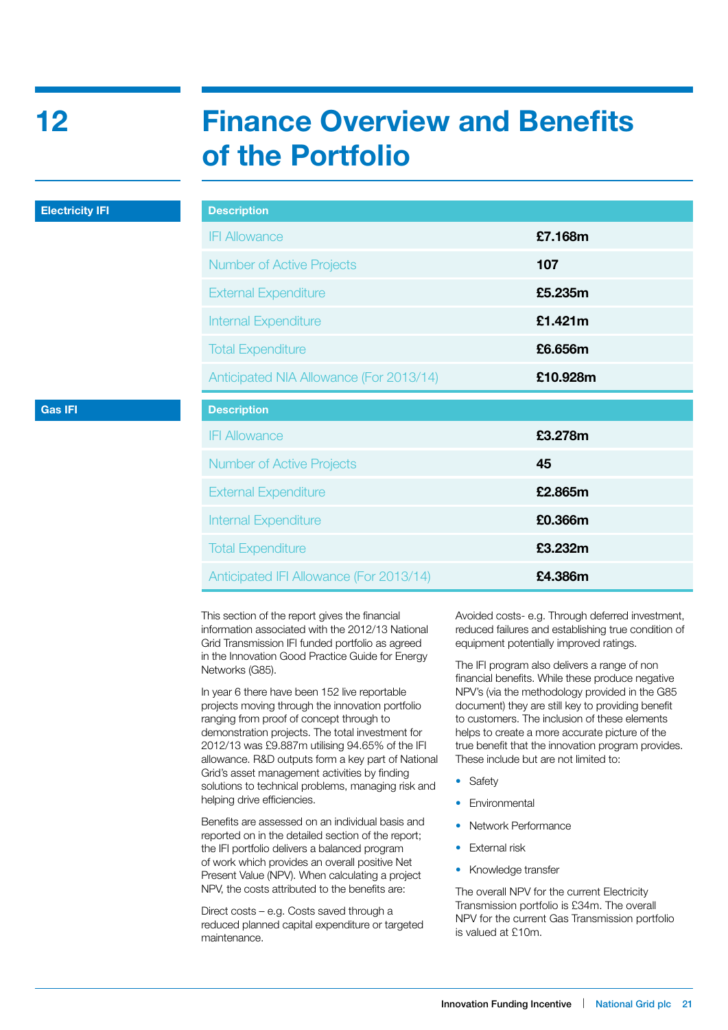# 12 Finance Overview and Benefits of the Portfolio

## Electricity IFI

| Description | |
|---|---|
| IFI Allowance | **£7.168m** |
| Number of Active Projects | **107** |
| External Expenditure | **£5.235m** |
| Internal Expenditure | **£1.421m** |
| Total Expenditure | **£6.656m** |
| Anticipated NIA Allowance (For 2013/14) | **£10.928m** |

## Gas IFI

| Description | |
|---|---|
| IFI Allowance | **£3.278m** |
| Number of Active Projects | **45** |
| External Expenditure | **£2.865m** |
| Internal Expenditure | **£0.366m** |
| Total Expenditure | **£3.232m** |
| Anticipated IFI Allowance (For 2013/14) | **£4.386m** |

This section of the report gives the financial information associated with the 2012/13 National Grid Transmission IFI funded portfolio as agreed in the Innovation Good Practice Guide for Energy Networks (G85).

In year 6 there have been 152 live reportable projects moving through the innovation portfolio ranging from proof of concept through to demonstration projects. The total investment for 2012/13 was £9.887m utilising 94.65% of the IFI allowance. R&D outputs form a key part of National Grid's asset management activities by finding solutions to technical problems, managing risk and helping drive efficiencies.

Benefits are assessed on an individual basis and reported on in the detailed section of the report; the IFI portfolio delivers a balanced program of work which provides an overall positive Net Present Value (NPV). When calculating a project NPV, the costs attributed to the benefits are:

Direct costs – e.g. Costs saved through a reduced planned capital expenditure or targeted maintenance.

Avoided costs- e.g. Through deferred investment, reduced failures and establishing true condition of equipment potentially improved ratings.

The IFI program also delivers a range of non financial benefits. While these produce negative NPV's (via the methodology provided in the G85 document) they are still key to providing benefit to customers. The inclusion of these elements helps to create a more accurate picture of the true benefit that the innovation program provides. These include but are not limited to:

- Safety
- Environmental
- Network Performance
- External risk
- Knowledge transfer

The overall NPV for the current Electricity Transmission portfolio is £34m. The overall NPV for the current Gas Transmission portfolio is valued at £10m.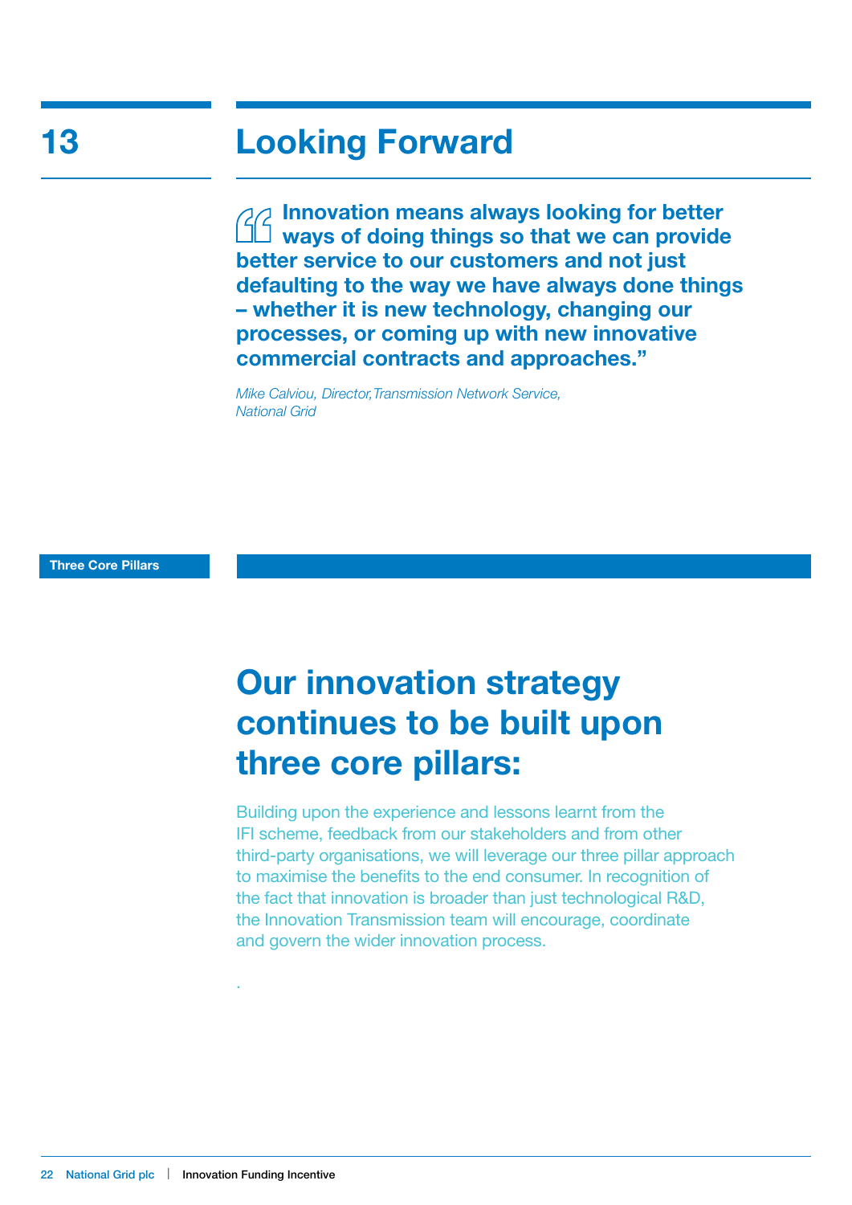# 13 Looking Forward

> **"Innovation means always looking for better ways of doing things so that we can provide better service to our customers and not just defaulting to the way we have always done things – whether it is new technology, changing our processes, or coming up with new innovative commercial contracts and approaches."**
>
> *Mike Calviou, Director, Transmission Network Service, National Grid*

**Three Core Pillars**

## Our innovation strategy continues to be built upon three core pillars:

Building upon the experience and lessons learnt from the IFI scheme, feedback from our stakeholders and from other third-party organisations, we will leverage our three pillar approach to maximise the benefits to the end consumer. In recognition of the fact that innovation is broader than just technological R&D, the Innovation Transmission team will encourage, coordinate and govern the wider innovation process.

.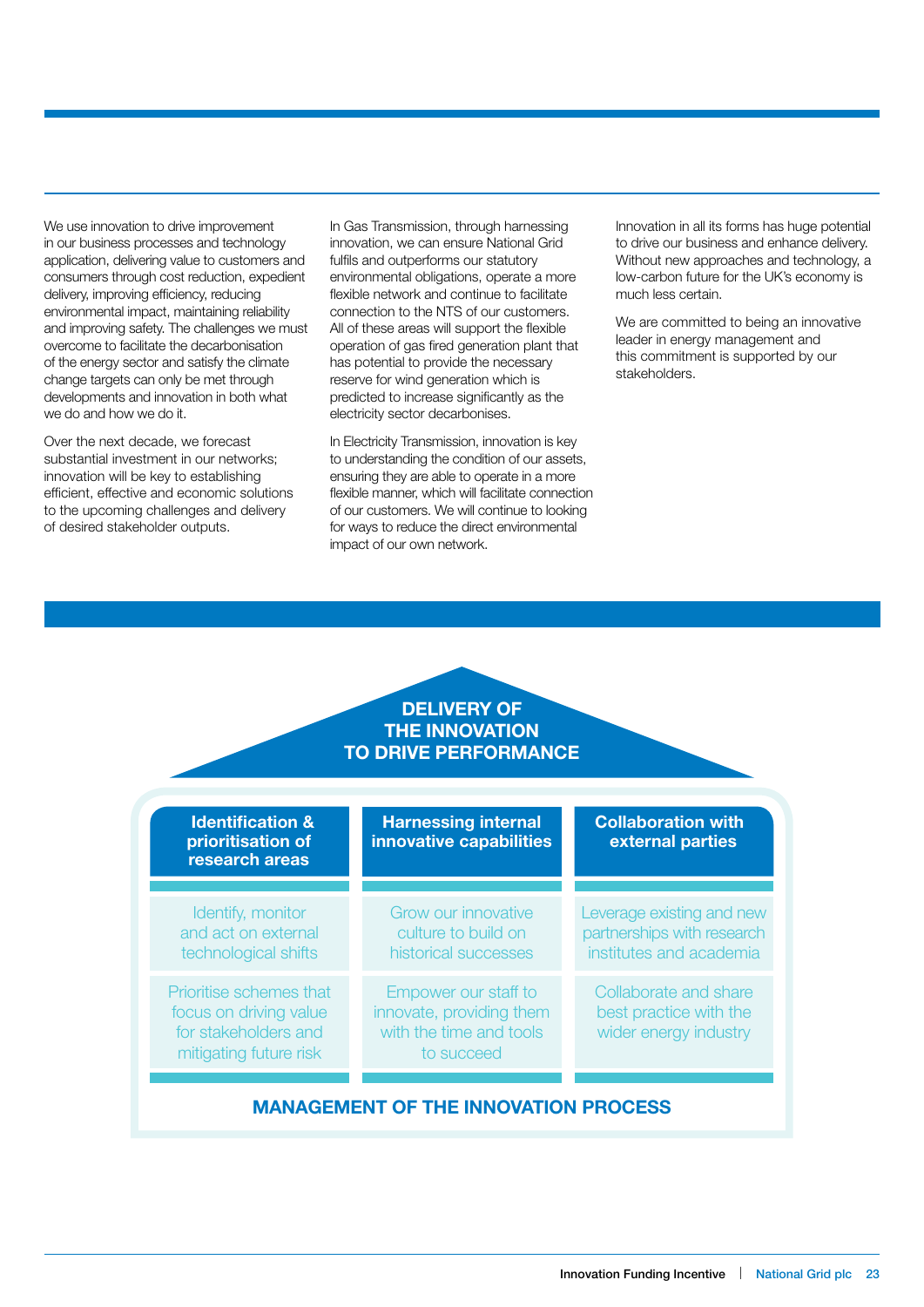We use innovation to drive improvement in our business processes and technology application, delivering value to customers and consumers through cost reduction, expedient delivery, improving efficiency, reducing environmental impact, maintaining reliability and improving safety. The challenges we must overcome to facilitate the decarbonisation of the energy sector and satisfy the climate change targets can only be met through developments and innovation in both what we do and how we do it.

Over the next decade, we forecast substantial investment in our networks; innovation will be key to establishing efficient, effective and economic solutions to the upcoming challenges and delivery of desired stakeholder outputs.

In Gas Transmission, through harnessing innovation, we can ensure National Grid fulfils and outperforms our statutory environmental obligations, operate a more flexible network and continue to facilitate connection to the NTS of our customers. All of these areas will support the flexible operation of gas fired generation plant that has potential to provide the necessary reserve for wind generation which is predicted to increase significantly as the electricity sector decarbonises.

In Electricity Transmission, innovation is key to understanding the condition of our assets, ensuring they are able to operate in a more flexible manner, which will facilitate connection of our customers. We will continue to looking for ways to reduce the direct environmental impact of our own network.

Innovation in all its forms has huge potential to drive our business and enhance delivery. Without new approaches and technology, a low-carbon future for the UK's economy is much less certain.

We are committed to being an innovative leader in energy management and this commitment is supported by our stakeholders.

**DELIVERY OF THE INNOVATION TO DRIVE PERFORMANCE**

| Identification & prioritisation of research areas | Harnessing internal innovative capabilities | Collaboration with external parties |
|---|---|---|
| Identify, monitor and act on external technological shifts | Grow our innovative culture to build on historical successes | Leverage existing and new partnerships with research institutes and academia |
| Prioritise schemes that focus on driving value for stakeholders and mitigating future risk | Empower our staff to innovate, providing them with the time and tools to succeed | Collaborate and share best practice with the wider energy industry |

**MANAGEMENT OF THE INNOVATION PROCESS**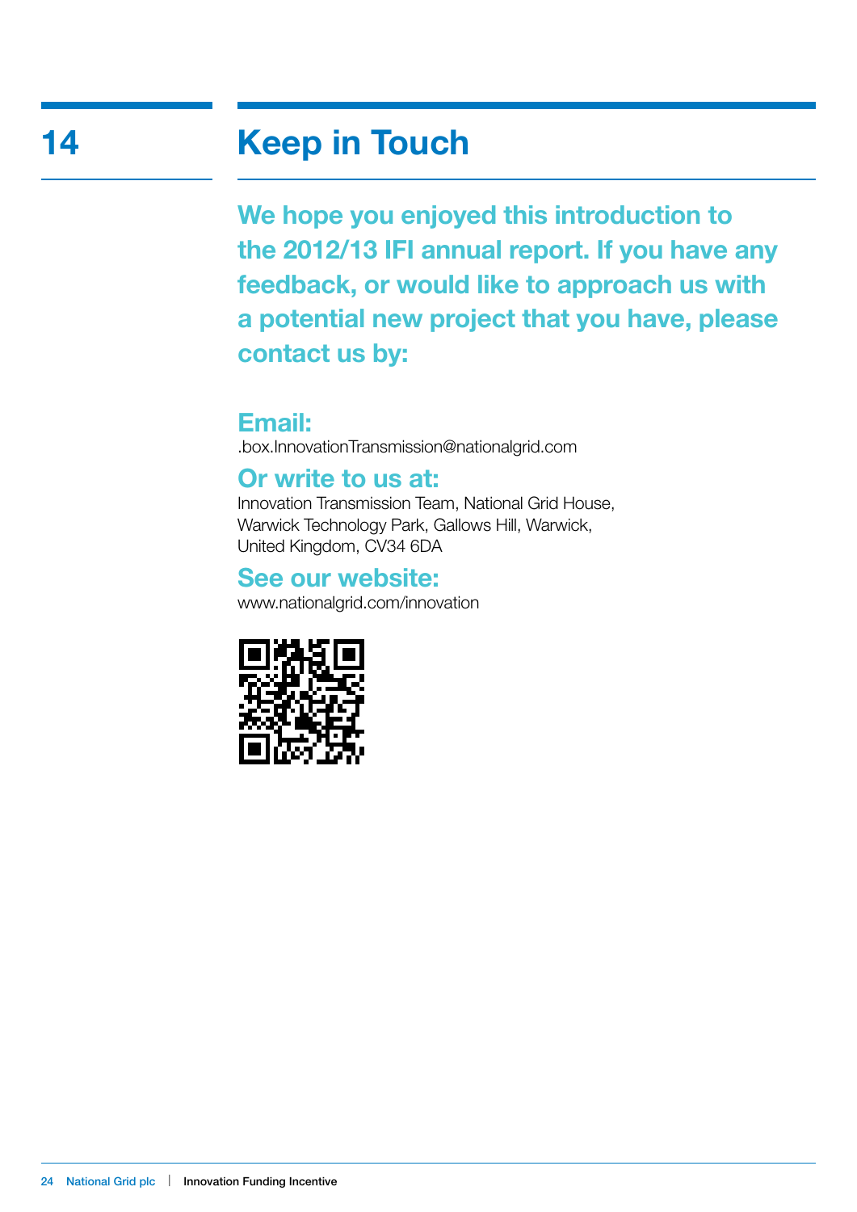# 14 Keep in Touch

**We hope you enjoyed this introduction to the 2012/13 IFI annual report. If you have any feedback, or would like to approach us with a potential new project that you have, please contact us by:**

## Email:

.box.InnovationTransmission@nationalgrid.com

## Or write to us at:

Innovation Transmission Team, National Grid House, Warwick Technology Park, Gallows Hill, Warwick, United Kingdom, CV34 6DA

## See our website:

www.nationalgrid.com/innovation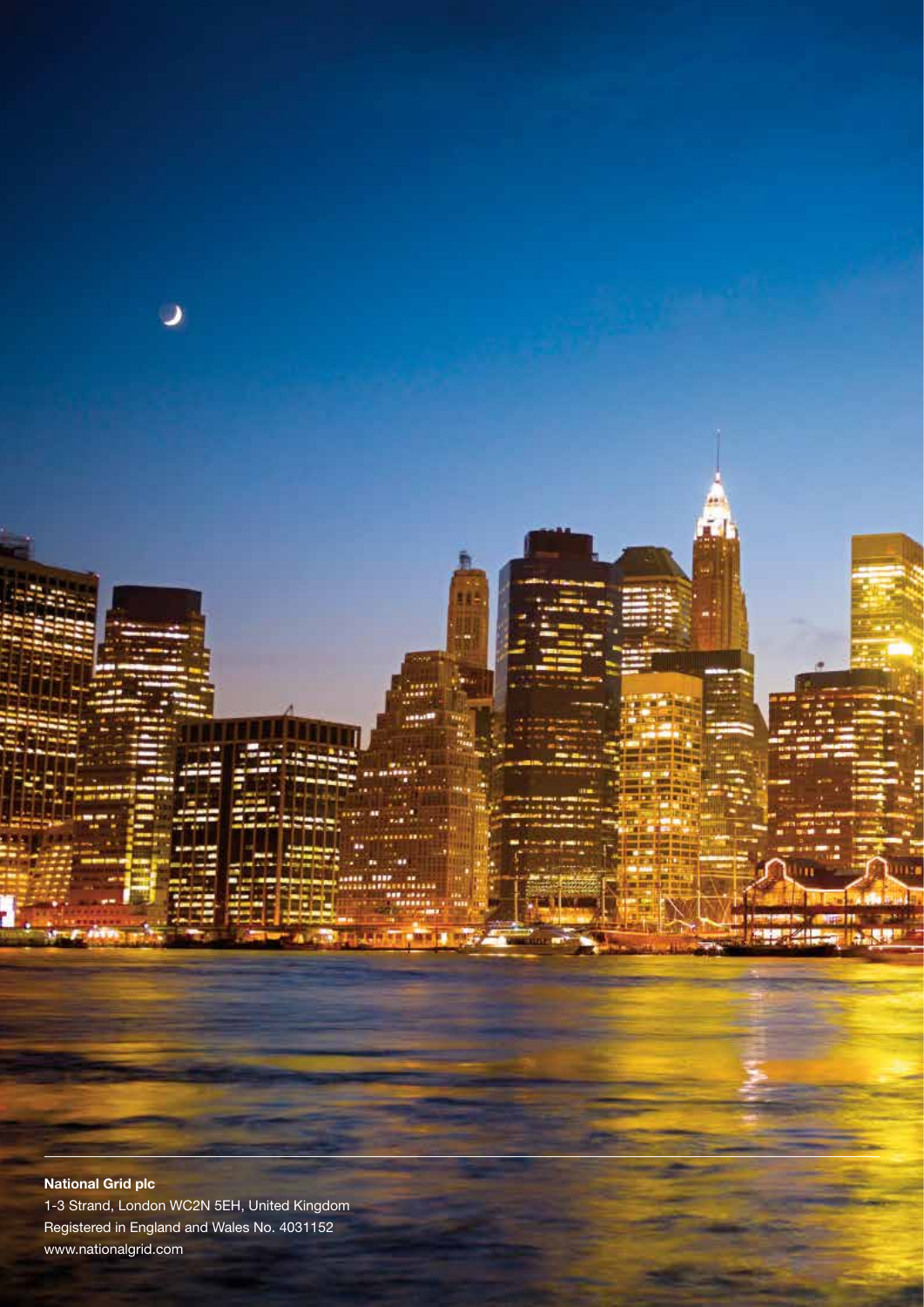**National Grid plc**

1-3 Strand, London WC2N 5EH, United Kingdom
Registered in England and Wales No. 4031152
www.nationalgrid.com